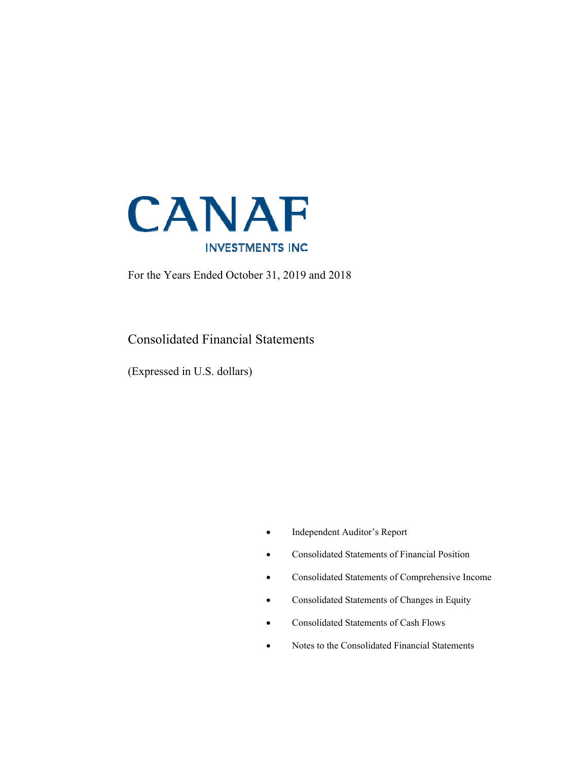# CANAF

INVESTMENTS INC

For the Years Ended October 31, 2019 and 2018

## Consolidated Financial Statements

(Expressed in U.S. dollars)

- Independent Auditor's Report
- Consolidated Statements of Financial Position
- Consolidated Statements of Comprehensive Income
- Consolidated Statements of Changes in Equity
- Consolidated Statements of Cash Flows
- Notes to the Consolidated Financial Statements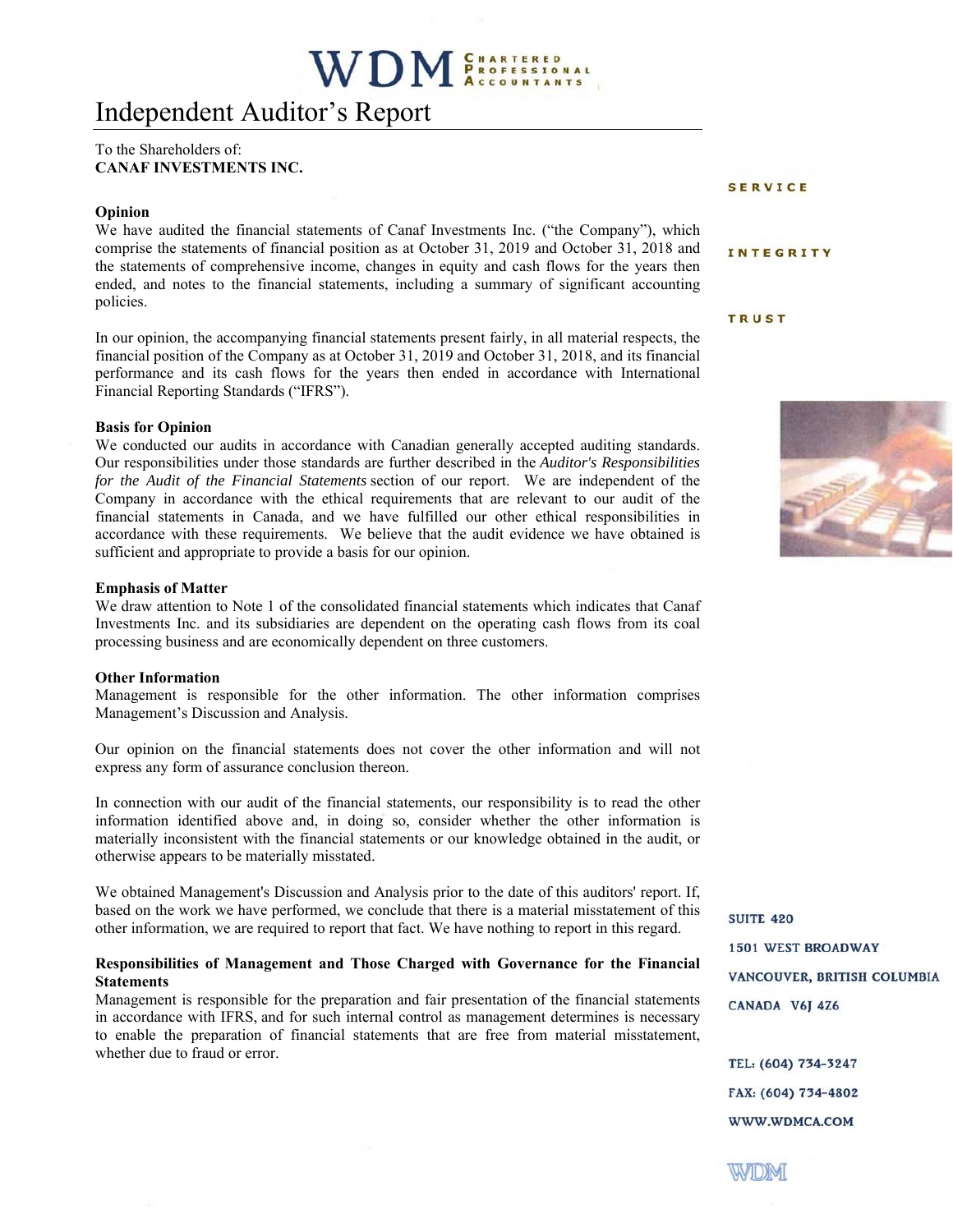# Independent Auditor's Report

To the Shareholders of:
**CANAF INVESTMENTS INC.**

**Opinion**

We have audited the financial statements of Canaf Investments Inc. ("the Company"), which comprise the statements of financial position as at October 31, 2019 and October 31, 2018 and the statements of comprehensive income, changes in equity and cash flows for the years then ended, and notes to the financial statements, including a summary of significant accounting policies.

In our opinion, the accompanying financial statements present fairly, in all material respects, the financial position of the Company as at October 31, 2019 and October 31, 2018, and its financial performance and its cash flows for the years then ended in accordance with International Financial Reporting Standards ("IFRS").

**Basis for Opinion**

We conducted our audits in accordance with Canadian generally accepted auditing standards. Our responsibilities under those standards are further described in the *Auditor's Responsibilities for the Audit of the Financial Statements* section of our report. We are independent of the Company in accordance with the ethical requirements that are relevant to our audit of the financial statements in Canada, and we have fulfilled our other ethical responsibilities in accordance with these requirements. We believe that the audit evidence we have obtained is sufficient and appropriate to provide a basis for our opinion.

**Emphasis of Matter**

We draw attention to Note 1 of the consolidated financial statements which indicates that Canaf Investments Inc. and its subsidiaries are dependent on the operating cash flows from its coal processing business and are economically dependent on three customers.

**Other Information**

Management is responsible for the other information. The other information comprises Management's Discussion and Analysis.

Our opinion on the financial statements does not cover the other information and will not express any form of assurance conclusion thereon.

In connection with our audit of the financial statements, our responsibility is to read the other information identified above and, in doing so, consider whether the other information is materially inconsistent with the financial statements or our knowledge obtained in the audit, or otherwise appears to be materially misstated.

We obtained Management's Discussion and Analysis prior to the date of this auditors' report. If, based on the work we have performed, we conclude that there is a material misstatement of this other information, we are required to report that fact. We have nothing to report in this regard.

**Responsibilities of Management and Those Charged with Governance for the Financial Statements**

Management is responsible for the preparation and fair presentation of the financial statements in accordance with IFRS, and for such internal control as management determines is necessary to enable the preparation of financial statements that are free from material misstatement, whether due to fraud or error.

SERVICE

INTEGRITY

TRUST

SUITE 420
1501 WEST BROADWAY
VANCOUVER, BRITISH COLUMBIA
CANADA V6J 4Z6

TEL: (604) 734-3247
FAX: (604) 734-4802
WWW.WDMCA.COM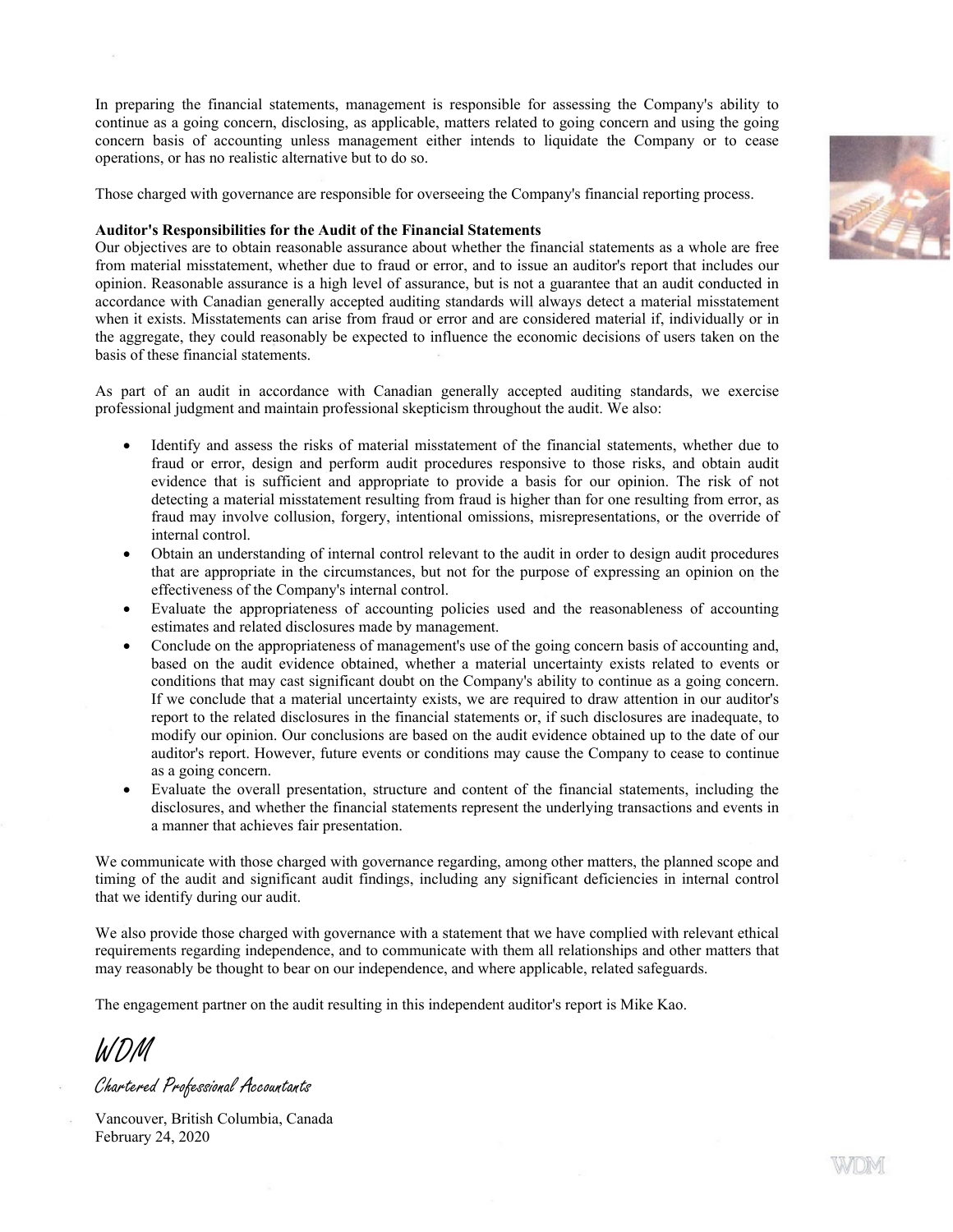In preparing the financial statements, management is responsible for assessing the Company's ability to continue as a going concern, disclosing, as applicable, matters related to going concern and using the going concern basis of accounting unless management either intends to liquidate the Company or to cease operations, or has no realistic alternative but to do so.

Those charged with governance are responsible for overseeing the Company's financial reporting process.

**Auditor's Responsibilities for the Audit of the Financial Statements**

Our objectives are to obtain reasonable assurance about whether the financial statements as a whole are free from material misstatement, whether due to fraud or error, and to issue an auditor's report that includes our opinion. Reasonable assurance is a high level of assurance, but is not a guarantee that an audit conducted in accordance with Canadian generally accepted auditing standards will always detect a material misstatement when it exists. Misstatements can arise from fraud or error and are considered material if, individually or in the aggregate, they could reasonably be expected to influence the economic decisions of users taken on the basis of these financial statements.

As part of an audit in accordance with Canadian generally accepted auditing standards, we exercise professional judgment and maintain professional skepticism throughout the audit. We also:

- Identify and assess the risks of material misstatement of the financial statements, whether due to fraud or error, design and perform audit procedures responsive to those risks, and obtain audit evidence that is sufficient and appropriate to provide a basis for our opinion. The risk of not detecting a material misstatement resulting from fraud is higher than for one resulting from error, as fraud may involve collusion, forgery, intentional omissions, misrepresentations, or the override of internal control.
- Obtain an understanding of internal control relevant to the audit in order to design audit procedures that are appropriate in the circumstances, but not for the purpose of expressing an opinion on the effectiveness of the Company's internal control.
- Evaluate the appropriateness of accounting policies used and the reasonableness of accounting estimates and related disclosures made by management.
- Conclude on the appropriateness of management's use of the going concern basis of accounting and, based on the audit evidence obtained, whether a material uncertainty exists related to events or conditions that may cast significant doubt on the Company's ability to continue as a going concern. If we conclude that a material uncertainty exists, we are required to draw attention in our auditor's report to the related disclosures in the financial statements or, if such disclosures are inadequate, to modify our opinion. Our conclusions are based on the audit evidence obtained up to the date of our auditor's report. However, future events or conditions may cause the Company to cease to continue as a going concern.
- Evaluate the overall presentation, structure and content of the financial statements, including the disclosures, and whether the financial statements represent the underlying transactions and events in a manner that achieves fair presentation.

We communicate with those charged with governance regarding, among other matters, the planned scope and timing of the audit and significant audit findings, including any significant deficiencies in internal control that we identify during our audit.

We also provide those charged with governance with a statement that we have complied with relevant ethical requirements regarding independence, and to communicate with them all relationships and other matters that may reasonably be thought to bear on our independence, and where applicable, related safeguards.

The engagement partner on the audit resulting in this independent auditor's report is Mike Kao.

*WDM*

*Chartered Professional Accountants*

Vancouver, British Columbia, Canada
February 24, 2020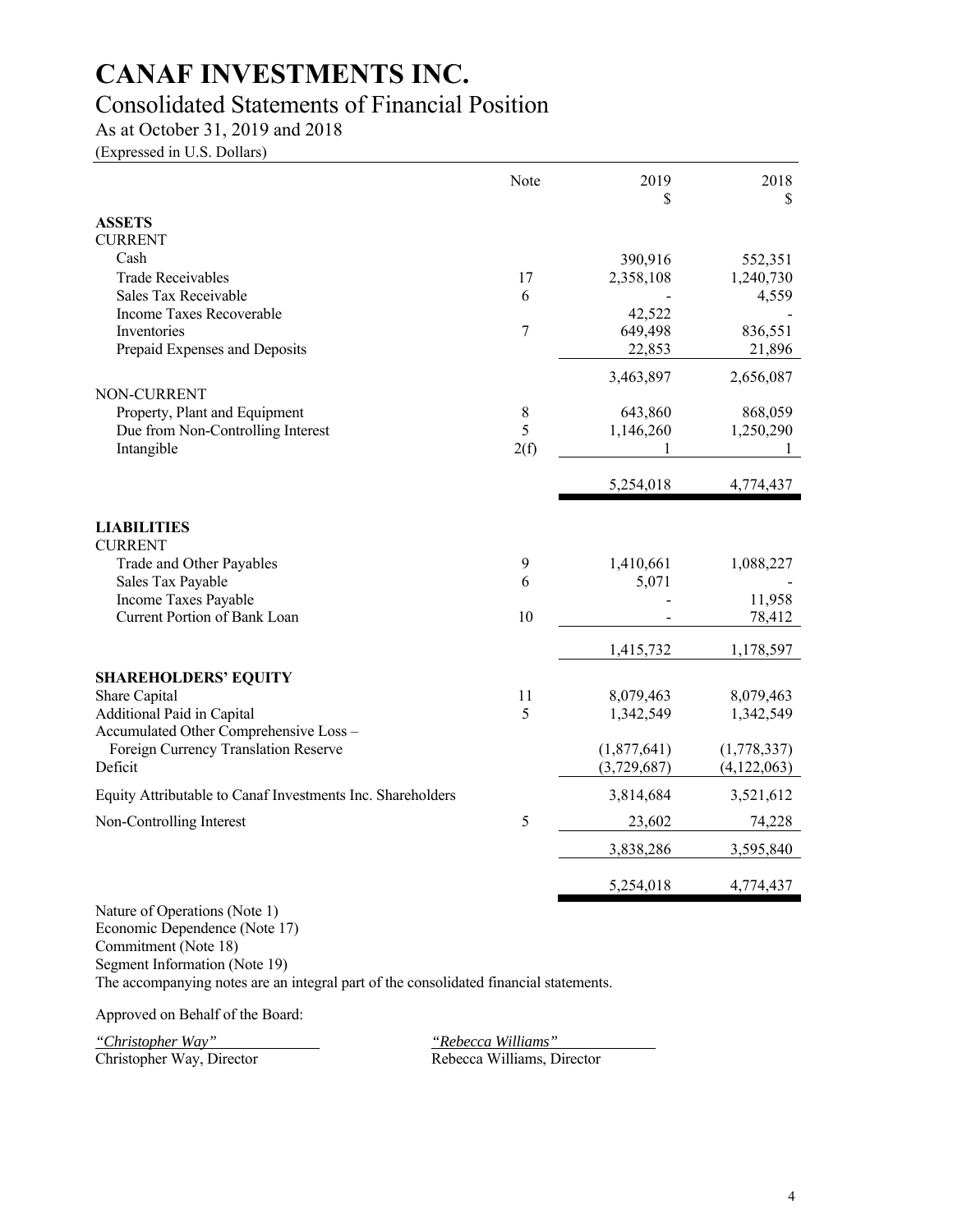# CANAF INVESTMENTS INC.

## Consolidated Statements of Financial Position

As at October 31, 2019 and 2018

(Expressed in U.S. Dollars)

| | Note | 2019<br>$ | 2018<br>$ |
|---|---|---|---|
| **ASSETS** | | | |
| CURRENT | | | |
| Cash | | 390,916 | 552,351 |
| Trade Receivables | 17 | 2,358,108 | 1,240,730 |
| Sales Tax Receivable | 6 | - | 4,559 |
| Income Taxes Recoverable | | 42,522 | - |
| Inventories | 7 | 649,498 | 836,551 |
| Prepaid Expenses and Deposits | | 22,853 | 21,896 |
| | | 3,463,897 | 2,656,087 |
| NON-CURRENT | | | |
| Property, Plant and Equipment | 8 | 643,860 | 868,059 |
| Due from Non-Controlling Interest | 5 | 1,146,260 | 1,250,290 |
| Intangible | 2(f) | 1 | 1 |
| | | 5,254,018 | 4,774,437 |
| **LIABILITIES** | | | |
| CURRENT | | | |
| Trade and Other Payables | 9 | 1,410,661 | 1,088,227 |
| Sales Tax Payable | 6 | 5,071 | - |
| Income Taxes Payable | | - | 11,958 |
| Current Portion of Bank Loan | 10 | - | 78,412 |
| | | 1,415,732 | 1,178,597 |
| **SHAREHOLDERS' EQUITY** | | | |
| Share Capital | 11 | 8,079,463 | 8,079,463 |
| Additional Paid in Capital | 5 | 1,342,549 | 1,342,549 |
| Accumulated Other Comprehensive Loss – Foreign Currency Translation Reserve | | (1,877,641) | (1,778,337) |
| Deficit | | (3,729,687) | (4,122,063) |
| Equity Attributable to Canaf Investments Inc. Shareholders | | 3,814,684 | 3,521,612 |
| Non-Controlling Interest | 5 | 23,602 | 74,228 |
| | | 3,838,286 | 3,595,840 |
| | | 5,254,018 | 4,774,437 |

Nature of Operations (Note 1)
Economic Dependence (Note 17)
Commitment (Note 18)
Segment Information (Note 19)
The accompanying notes are an integral part of the consolidated financial statements.

Approved on Behalf of the Board:

*"Christopher Way"*
Christopher Way, Director

*"Rebecca Williams"*
Rebecca Williams, Director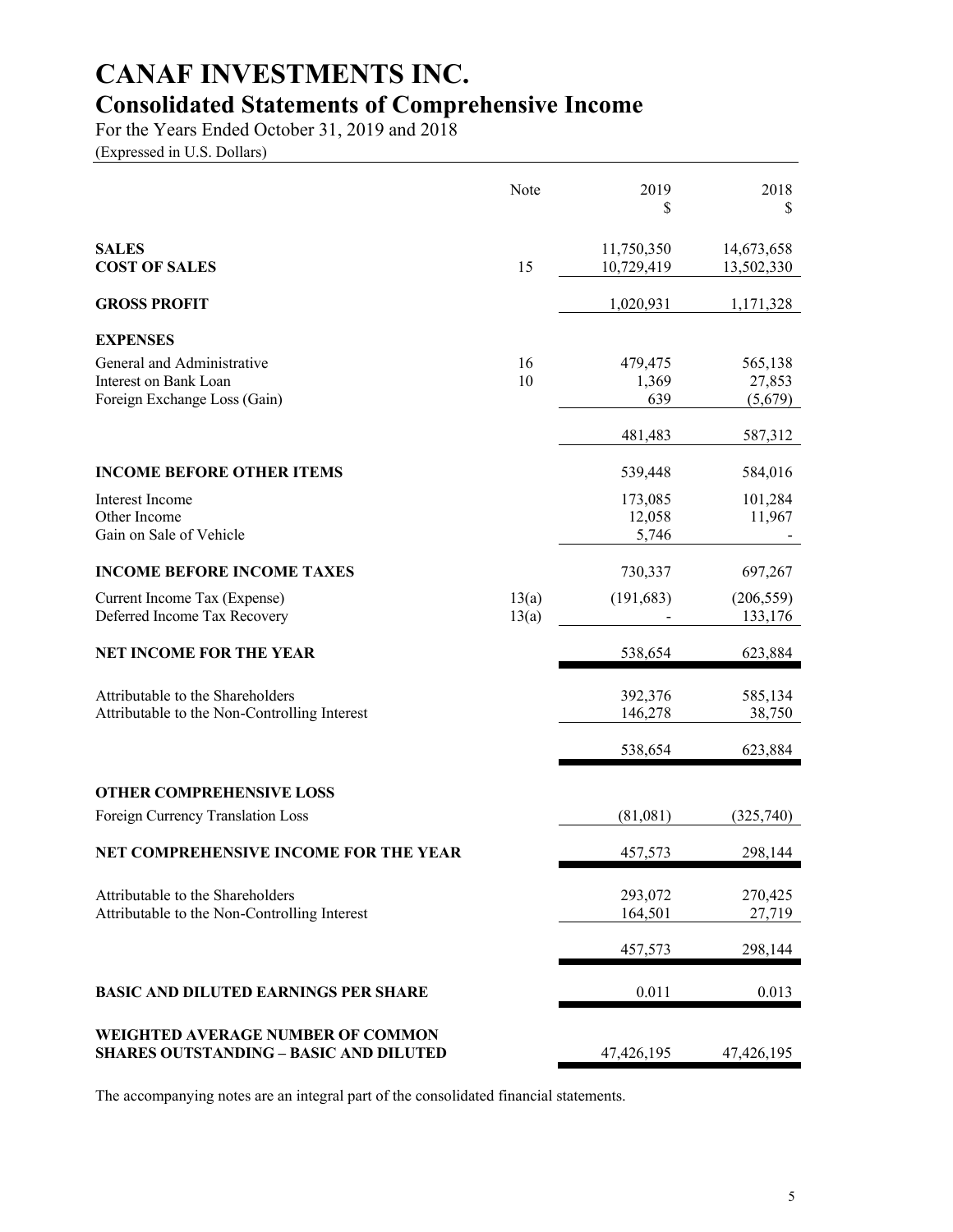# CANAF INVESTMENTS INC.

## Consolidated Statements of Comprehensive Income

For the Years Ended October 31, 2019 and 2018

(Expressed in U.S. Dollars)

| | Note | 2019<br>$ | 2018<br>$ |
|---|---|---|---|
| **SALES** | | 11,750,350 | 14,673,658 |
| **COST OF SALES** | 15 | 10,729,419 | 13,502,330 |
| **GROSS PROFIT** | | 1,020,931 | 1,171,328 |
| **EXPENSES** | | | |
| General and Administrative | 16 | 479,475 | 565,138 |
| Interest on Bank Loan | 10 | 1,369 | 27,853 |
| Foreign Exchange Loss (Gain) | | 639 | (5,679) |
| | | 481,483 | 587,312 |
| **INCOME BEFORE OTHER ITEMS** | | 539,448 | 584,016 |
| Interest Income | | 173,085 | 101,284 |
| Other Income | | 12,058 | 11,967 |
| Gain on Sale of Vehicle | | 5,746 | - |
| **INCOME BEFORE INCOME TAXES** | | 730,337 | 697,267 |
| Current Income Tax (Expense) | 13(a) | (191,683) | (206,559) |
| Deferred Income Tax Recovery | 13(a) | - | 133,176 |
| **NET INCOME FOR THE YEAR** | | 538,654 | 623,884 |
| Attributable to the Shareholders | | 392,376 | 585,134 |
| Attributable to the Non-Controlling Interest | | 146,278 | 38,750 |
| | | 538,654 | 623,884 |
| **OTHER COMPREHENSIVE LOSS** | | | |
| Foreign Currency Translation Loss | | (81,081) | (325,740) |
| **NET COMPREHENSIVE INCOME FOR THE YEAR** | | 457,573 | 298,144 |
| Attributable to the Shareholders | | 293,072 | 270,425 |
| Attributable to the Non-Controlling Interest | | 164,501 | 27,719 |
| | | 457,573 | 298,144 |
| **BASIC AND DILUTED EARNINGS PER SHARE** | | 0.011 | 0.013 |
| **WEIGHTED AVERAGE NUMBER OF COMMON SHARES OUTSTANDING – BASIC AND DILUTED** | | 47,426,195 | 47,426,195 |

The accompanying notes are an integral part of the consolidated financial statements.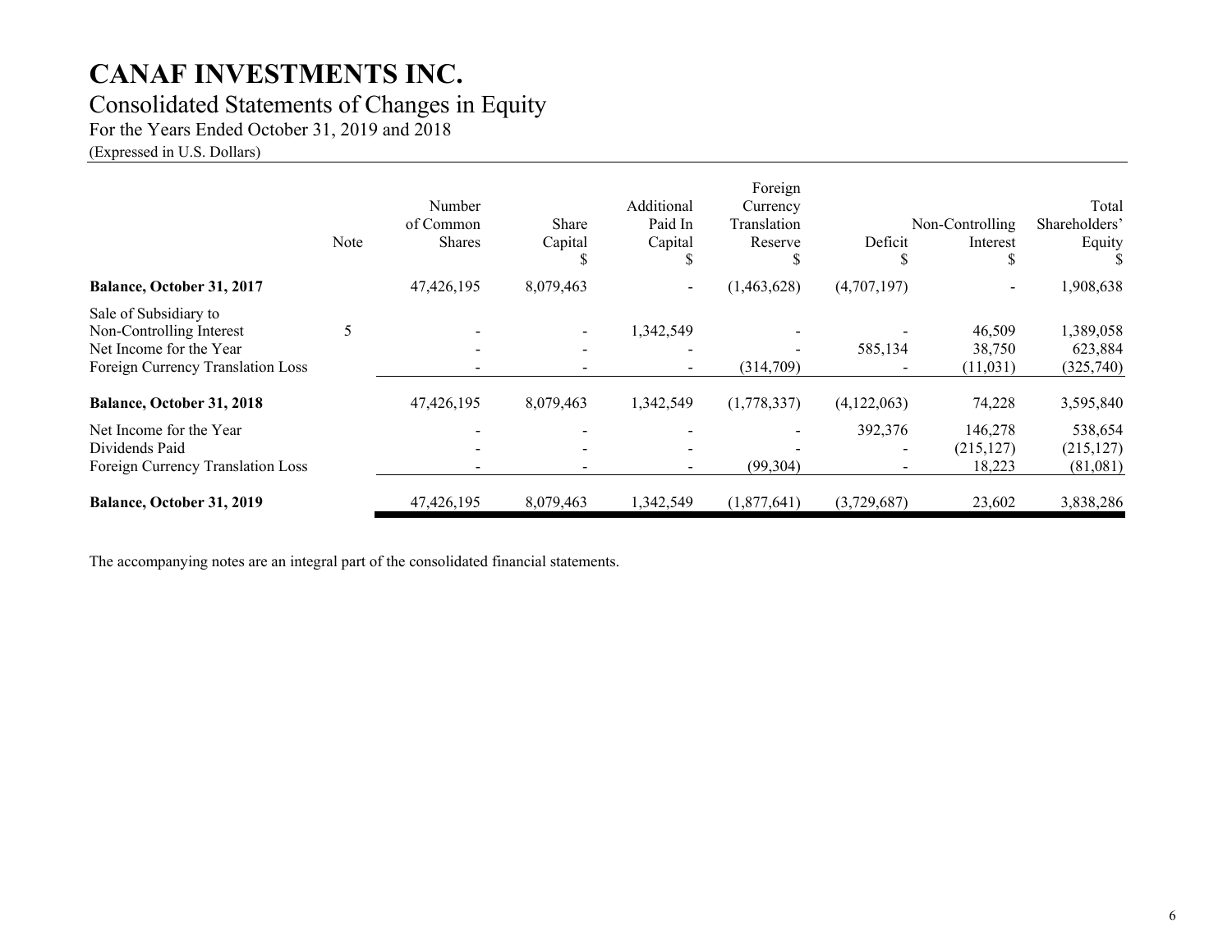# CANAF INVESTMENTS INC.

## Consolidated Statements of Changes in Equity

For the Years Ended October 31, 2019 and 2018

(Expressed in U.S. Dollars)

| | Note | Number of Common Shares | Share Capital $ | Additional Paid In Capital $ | Foreign Currency Translation Reserve $ | Deficit $ | Non-Controlling Interest $ | Total Shareholders' Equity $ |
|---|---|---|---|---|---|---|---|---|
| **Balance, October 31, 2017** | | 47,426,195 | 8,079,463 | - | (1,463,628) | (4,707,197) | - | 1,908,638 |
| Sale of Subsidiary to Non-Controlling Interest | 5 | - | - | 1,342,549 | - | - | 46,509 | 1,389,058 |
| Net Income for the Year | | - | - | - | - | 585,134 | 38,750 | 623,884 |
| Foreign Currency Translation Loss | | - | - | - | (314,709) | - | (11,031) | (325,740) |
| **Balance, October 31, 2018** | | 47,426,195 | 8,079,463 | 1,342,549 | (1,778,337) | (4,122,063) | 74,228 | 3,595,840 |
| Net Income for the Year | | - | - | - | - | 392,376 | 146,278 | 538,654 |
| Dividends Paid | | - | - | - | - | - | (215,127) | (215,127) |
| Foreign Currency Translation Loss | | - | - | - | (99,304) | - | 18,223 | (81,081) |
| **Balance, October 31, 2019** | | 47,426,195 | 8,079,463 | 1,342,549 | (1,877,641) | (3,729,687) | 23,602 | 3,838,286 |

The accompanying notes are an integral part of the consolidated financial statements.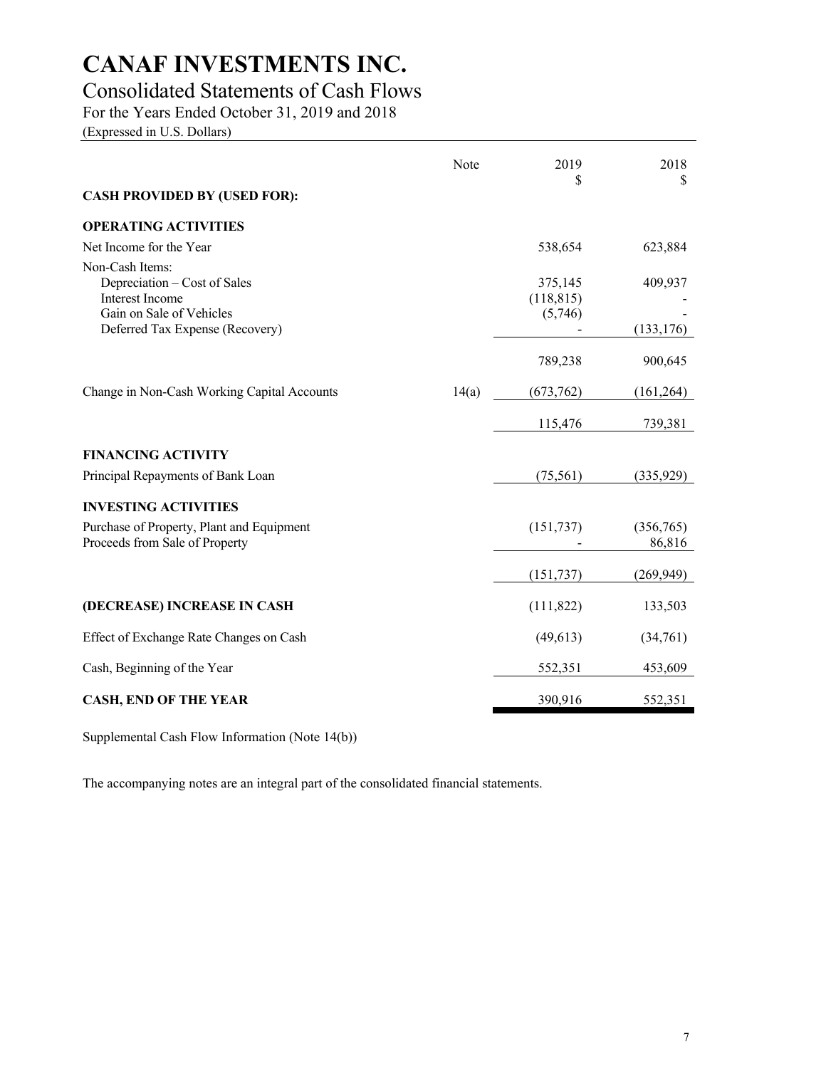# CANAF INVESTMENTS INC.

## Consolidated Statements of Cash Flows

For the Years Ended October 31, 2019 and 2018

(Expressed in U.S. Dollars)

| | Note | 2019<br>$ | 2018<br>$ |
|---|---|---|---|
| **CASH PROVIDED BY (USED FOR):** | | | |
| **OPERATING ACTIVITIES** | | | |
| Net Income for the Year | | 538,654 | 623,884 |
| Non-Cash Items: | | | |
| Depreciation – Cost of Sales | | 375,145 | 409,937 |
| Interest Income | | (118,815) | - |
| Gain on Sale of Vehicles | | (5,746) | - |
| Deferred Tax Expense (Recovery) | | - | (133,176) |
| | | 789,238 | 900,645 |
| Change in Non-Cash Working Capital Accounts | 14(a) | (673,762) | (161,264) |
| | | 115,476 | 739,381 |
| **FINANCING ACTIVITY** | | | |
| Principal Repayments of Bank Loan | | (75,561) | (335,929) |
| **INVESTING ACTIVITIES** | | | |
| Purchase of Property, Plant and Equipment | | (151,737) | (356,765) |
| Proceeds from Sale of Property | | - | 86,816 |
| | | (151,737) | (269,949) |
| **(DECREASE) INCREASE IN CASH** | | (111,822) | 133,503 |
| Effect of Exchange Rate Changes on Cash | | (49,613) | (34,761) |
| Cash, Beginning of the Year | | 552,351 | 453,609 |
| **CASH, END OF THE YEAR** | | 390,916 | 552,351 |

Supplemental Cash Flow Information (Note 14(b))

The accompanying notes are an integral part of the consolidated financial statements.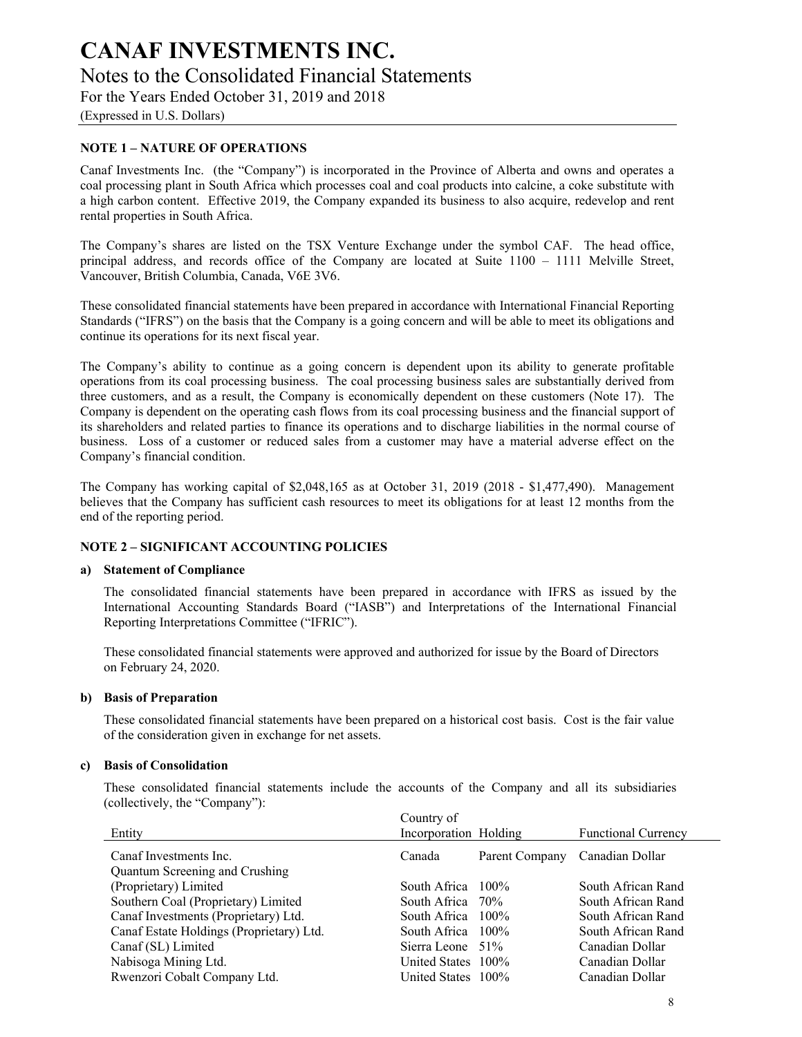# CANAF INVESTMENTS INC.

## Notes to the Consolidated Financial Statements

For the Years Ended October 31, 2019 and 2018

(Expressed in U.S. Dollars)

### NOTE 1 – NATURE OF OPERATIONS

Canaf Investments Inc. (the "Company") is incorporated in the Province of Alberta and owns and operates a coal processing plant in South Africa which processes coal and coal products into calcine, a coke substitute with a high carbon content. Effective 2019, the Company expanded its business to also acquire, redevelop and rent rental properties in South Africa.

The Company's shares are listed on the TSX Venture Exchange under the symbol CAF. The head office, principal address, and records office of the Company are located at Suite 1100 – 1111 Melville Street, Vancouver, British Columbia, Canada, V6E 3V6.

These consolidated financial statements have been prepared in accordance with International Financial Reporting Standards ("IFRS") on the basis that the Company is a going concern and will be able to meet its obligations and continue its operations for its next fiscal year.

The Company's ability to continue as a going concern is dependent upon its ability to generate profitable operations from its coal processing business. The coal processing business sales are substantially derived from three customers, and as a result, the Company is economically dependent on these customers (Note 17). The Company is dependent on the operating cash flows from its coal processing business and the financial support of its shareholders and related parties to finance its operations and to discharge liabilities in the normal course of business. Loss of a customer or reduced sales from a customer may have a material adverse effect on the Company's financial condition.

The Company has working capital of $2,048,165 as at October 31, 2019 (2018 - $1,477,490). Management believes that the Company has sufficient cash resources to meet its obligations for at least 12 months from the end of the reporting period.

### NOTE 2 – SIGNIFICANT ACCOUNTING POLICIES

#### a) Statement of Compliance

The consolidated financial statements have been prepared in accordance with IFRS as issued by the International Accounting Standards Board ("IASB") and Interpretations of the International Financial Reporting Interpretations Committee ("IFRIC").

These consolidated financial statements were approved and authorized for issue by the Board of Directors on February 24, 2020.

#### b) Basis of Preparation

These consolidated financial statements have been prepared on a historical cost basis. Cost is the fair value of the consideration given in exchange for net assets.

#### c) Basis of Consolidation

These consolidated financial statements include the accounts of the Company and all its subsidiaries (collectively, the "Company"):

| Entity | Country of Incorporation | Holding | Functional Currency |
|---|---|---|---|
| Canaf Investments Inc. | Canada | Parent Company | Canadian Dollar |
| Quantum Screening and Crushing (Proprietary) Limited | South Africa | 100% | South African Rand |
| Southern Coal (Proprietary) Limited | South Africa | 70% | South African Rand |
| Canaf Investments (Proprietary) Ltd. | South Africa | 100% | South African Rand |
| Canaf Estate Holdings (Proprietary) Ltd. | South Africa | 100% | South African Rand |
| Canaf (SL) Limited | Sierra Leone | 51% | Canadian Dollar |
| Nabisoga Mining Ltd. | United States | 100% | Canadian Dollar |
| Rwenzori Cobalt Company Ltd. | United States | 100% | Canadian Dollar |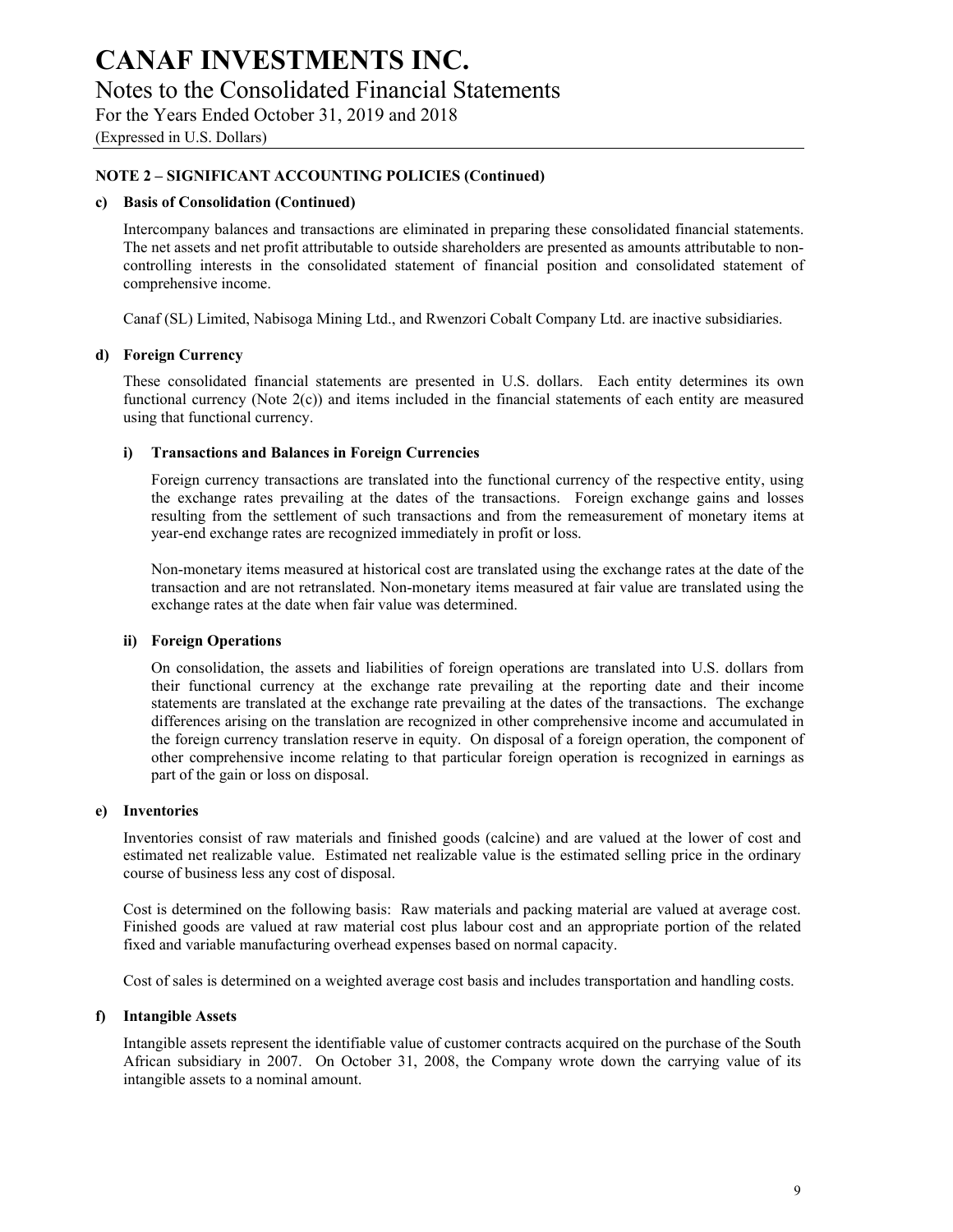## NOTE 2 – SIGNIFICANT ACCOUNTING POLICIES (Continued)

### c) Basis of Consolidation (Continued)

Intercompany balances and transactions are eliminated in preparing these consolidated financial statements. The net assets and net profit attributable to outside shareholders are presented as amounts attributable to non-controlling interests in the consolidated statement of financial position and consolidated statement of comprehensive income.

Canaf (SL) Limited, Nabisoga Mining Ltd., and Rwenzori Cobalt Company Ltd. are inactive subsidiaries.

### d) Foreign Currency

These consolidated financial statements are presented in U.S. dollars. Each entity determines its own functional currency (Note 2(c)) and items included in the financial statements of each entity are measured using that functional currency.

#### i) Transactions and Balances in Foreign Currencies

Foreign currency transactions are translated into the functional currency of the respective entity, using the exchange rates prevailing at the dates of the transactions. Foreign exchange gains and losses resulting from the settlement of such transactions and from the remeasurement of monetary items at year-end exchange rates are recognized immediately in profit or loss.

Non-monetary items measured at historical cost are translated using the exchange rates at the date of the transaction and are not retranslated. Non-monetary items measured at fair value are translated using the exchange rates at the date when fair value was determined.

#### ii) Foreign Operations

On consolidation, the assets and liabilities of foreign operations are translated into U.S. dollars from their functional currency at the exchange rate prevailing at the reporting date and their income statements are translated at the exchange rate prevailing at the dates of the transactions. The exchange differences arising on the translation are recognized in other comprehensive income and accumulated in the foreign currency translation reserve in equity. On disposal of a foreign operation, the component of other comprehensive income relating to that particular foreign operation is recognized in earnings as part of the gain or loss on disposal.

### e) Inventories

Inventories consist of raw materials and finished goods (calcine) and are valued at the lower of cost and estimated net realizable value. Estimated net realizable value is the estimated selling price in the ordinary course of business less any cost of disposal.

Cost is determined on the following basis: Raw materials and packing material are valued at average cost. Finished goods are valued at raw material cost plus labour cost and an appropriate portion of the related fixed and variable manufacturing overhead expenses based on normal capacity.

Cost of sales is determined on a weighted average cost basis and includes transportation and handling costs.

### f) Intangible Assets

Intangible assets represent the identifiable value of customer contracts acquired on the purchase of the South African subsidiary in 2007. On October 31, 2008, the Company wrote down the carrying value of its intangible assets to a nominal amount.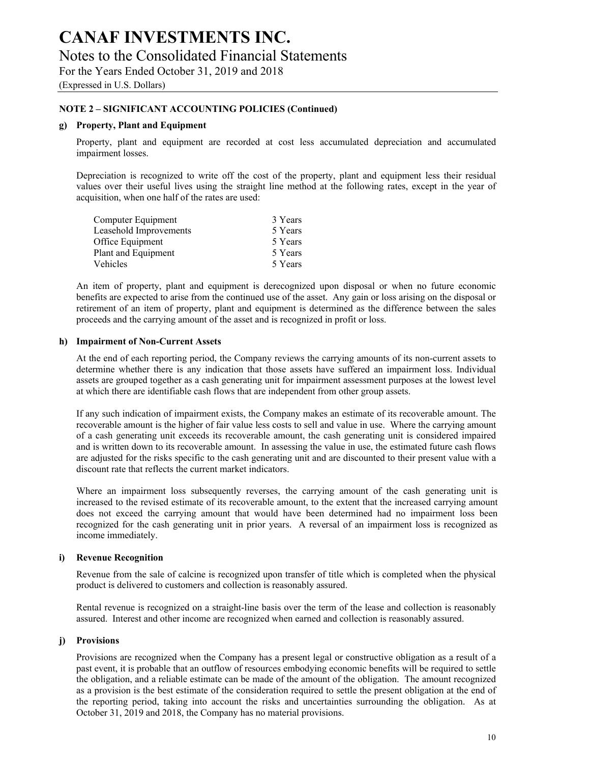# CANAF INVESTMENTS INC.

## Notes to the Consolidated Financial Statements

For the Years Ended October 31, 2019 and 2018

(Expressed in U.S. Dollars)

### NOTE 2 – SIGNIFICANT ACCOUNTING POLICIES (Continued)

#### g) Property, Plant and Equipment

Property, plant and equipment are recorded at cost less accumulated depreciation and accumulated impairment losses.

Depreciation is recognized to write off the cost of the property, plant and equipment less their residual values over their useful lives using the straight line method at the following rates, except in the year of acquisition, when one half of the rates are used:

| | |
|---|---|
| Computer Equipment | 3 Years |
| Leasehold Improvements | 5 Years |
| Office Equipment | 5 Years |
| Plant and Equipment | 5 Years |
| Vehicles | 5 Years |

An item of property, plant and equipment is derecognized upon disposal or when no future economic benefits are expected to arise from the continued use of the asset. Any gain or loss arising on the disposal or retirement of an item of property, plant and equipment is determined as the difference between the sales proceeds and the carrying amount of the asset and is recognized in profit or loss.

#### h) Impairment of Non-Current Assets

At the end of each reporting period, the Company reviews the carrying amounts of its non-current assets to determine whether there is any indication that those assets have suffered an impairment loss. Individual assets are grouped together as a cash generating unit for impairment assessment purposes at the lowest level at which there are identifiable cash flows that are independent from other group assets.

If any such indication of impairment exists, the Company makes an estimate of its recoverable amount. The recoverable amount is the higher of fair value less costs to sell and value in use. Where the carrying amount of a cash generating unit exceeds its recoverable amount, the cash generating unit is considered impaired and is written down to its recoverable amount. In assessing the value in use, the estimated future cash flows are adjusted for the risks specific to the cash generating unit and are discounted to their present value with a discount rate that reflects the current market indicators.

Where an impairment loss subsequently reverses, the carrying amount of the cash generating unit is increased to the revised estimate of its recoverable amount, to the extent that the increased carrying amount does not exceed the carrying amount that would have been determined had no impairment loss been recognized for the cash generating unit in prior years. A reversal of an impairment loss is recognized as income immediately.

#### i) Revenue Recognition

Revenue from the sale of calcine is recognized upon transfer of title which is completed when the physical product is delivered to customers and collection is reasonably assured.

Rental revenue is recognized on a straight-line basis over the term of the lease and collection is reasonably assured. Interest and other income are recognized when earned and collection is reasonably assured.

#### j) Provisions

Provisions are recognized when the Company has a present legal or constructive obligation as a result of a past event, it is probable that an outflow of resources embodying economic benefits will be required to settle the obligation, and a reliable estimate can be made of the amount of the obligation. The amount recognized as a provision is the best estimate of the consideration required to settle the present obligation at the end of the reporting period, taking into account the risks and uncertainties surrounding the obligation. As at October 31, 2019 and 2018, the Company has no material provisions.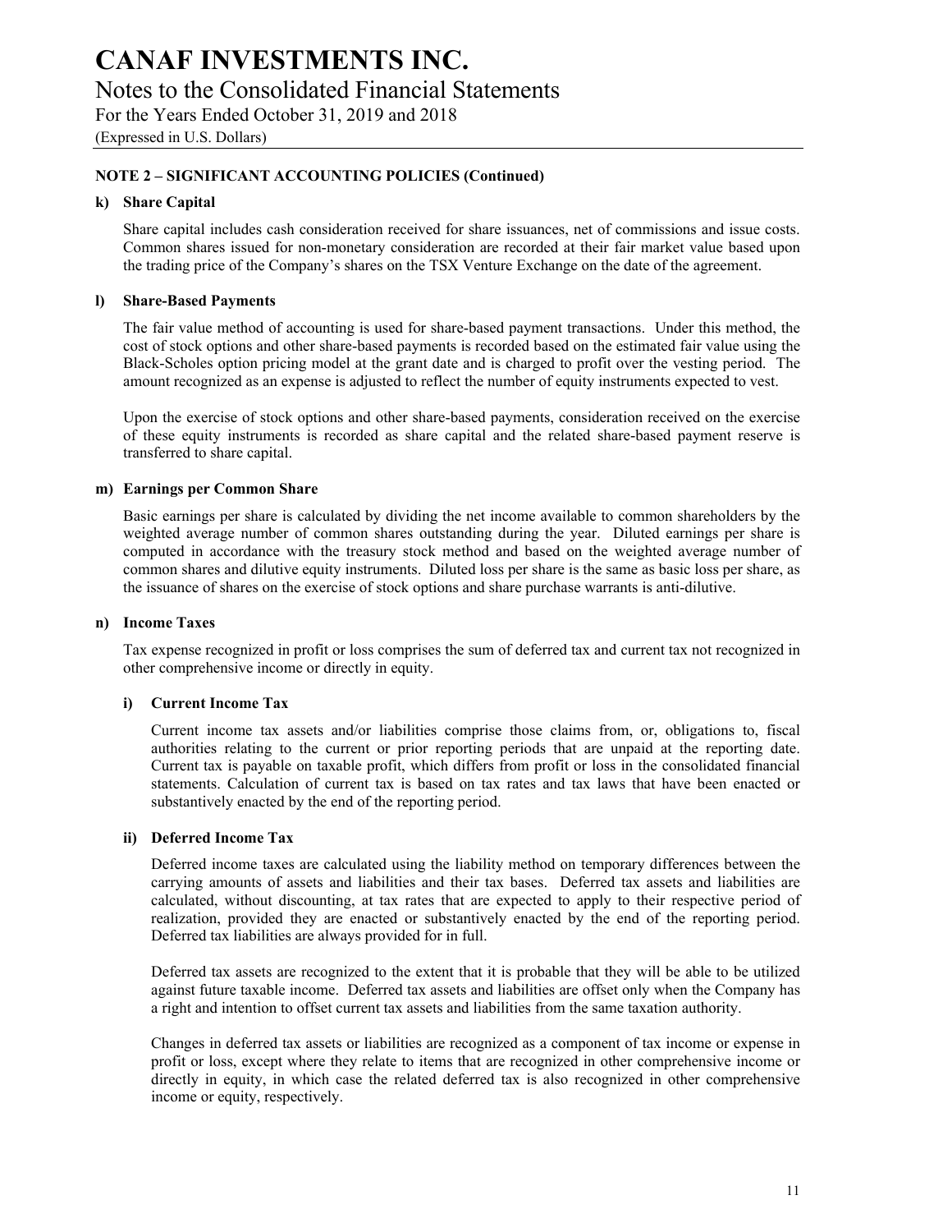# CANAF INVESTMENTS INC.

## Notes to the Consolidated Financial Statements

For the Years Ended October 31, 2019 and 2018

(Expressed in U.S. Dollars)

### NOTE 2 – SIGNIFICANT ACCOUNTING POLICIES (Continued)

#### k) Share Capital

Share capital includes cash consideration received for share issuances, net of commissions and issue costs. Common shares issued for non-monetary consideration are recorded at their fair market value based upon the trading price of the Company's shares on the TSX Venture Exchange on the date of the agreement.

#### l) Share-Based Payments

The fair value method of accounting is used for share-based payment transactions. Under this method, the cost of stock options and other share-based payments is recorded based on the estimated fair value using the Black-Scholes option pricing model at the grant date and is charged to profit over the vesting period. The amount recognized as an expense is adjusted to reflect the number of equity instruments expected to vest.

Upon the exercise of stock options and other share-based payments, consideration received on the exercise of these equity instruments is recorded as share capital and the related share-based payment reserve is transferred to share capital.

#### m) Earnings per Common Share

Basic earnings per share is calculated by dividing the net income available to common shareholders by the weighted average number of common shares outstanding during the year. Diluted earnings per share is computed in accordance with the treasury stock method and based on the weighted average number of common shares and dilutive equity instruments. Diluted loss per share is the same as basic loss per share, as the issuance of shares on the exercise of stock options and share purchase warrants is anti-dilutive.

#### n) Income Taxes

Tax expense recognized in profit or loss comprises the sum of deferred tax and current tax not recognized in other comprehensive income or directly in equity.

##### i) Current Income Tax

Current income tax assets and/or liabilities comprise those claims from, or, obligations to, fiscal authorities relating to the current or prior reporting periods that are unpaid at the reporting date. Current tax is payable on taxable profit, which differs from profit or loss in the consolidated financial statements. Calculation of current tax is based on tax rates and tax laws that have been enacted or substantively enacted by the end of the reporting period.

##### ii) Deferred Income Tax

Deferred income taxes are calculated using the liability method on temporary differences between the carrying amounts of assets and liabilities and their tax bases. Deferred tax assets and liabilities are calculated, without discounting, at tax rates that are expected to apply to their respective period of realization, provided they are enacted or substantively enacted by the end of the reporting period. Deferred tax liabilities are always provided for in full.

Deferred tax assets are recognized to the extent that it is probable that they will be able to be utilized against future taxable income. Deferred tax assets and liabilities are offset only when the Company has a right and intention to offset current tax assets and liabilities from the same taxation authority.

Changes in deferred tax assets or liabilities are recognized as a component of tax income or expense in profit or loss, except where they relate to items that are recognized in other comprehensive income or directly in equity, in which case the related deferred tax is also recognized in other comprehensive income or equity, respectively.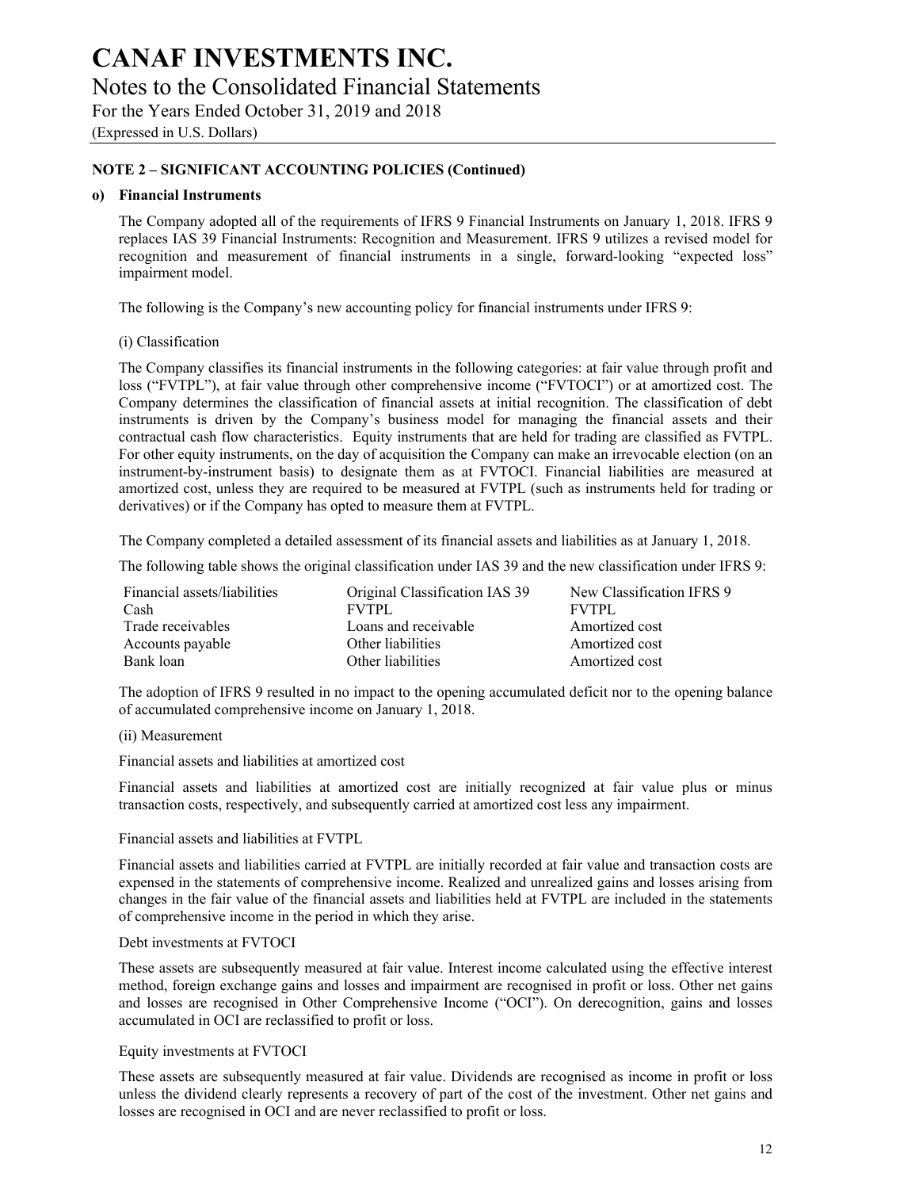**NOTE 2 – SIGNIFICANT ACCOUNTING POLICIES (Continued)**

**o) Financial Instruments**

The Company adopted all of the requirements of IFRS 9 Financial Instruments on January 1, 2018. IFRS 9 replaces IAS 39 Financial Instruments: Recognition and Measurement. IFRS 9 utilizes a revised model for recognition and measurement of financial instruments in a single, forward-looking "expected loss" impairment model.

The following is the Company's new accounting policy for financial instruments under IFRS 9:

(i) Classification

The Company classifies its financial instruments in the following categories: at fair value through profit and loss ("FVTPL"), at fair value through other comprehensive income ("FVTOCI") or at amortized cost. The Company determines the classification of financial assets at initial recognition. The classification of debt instruments is driven by the Company's business model for managing the financial assets and their contractual cash flow characteristics. Equity instruments that are held for trading are classified as FVTPL. For other equity instruments, on the day of acquisition the Company can make an irrevocable election (on an instrument-by-instrument basis) to designate them as at FVTOCI. Financial liabilities are measured at amortized cost, unless they are required to be measured at FVTPL (such as instruments held for trading or derivatives) or if the Company has opted to measure them at FVTPL.

The Company completed a detailed assessment of its financial assets and liabilities as at January 1, 2018.

The following table shows the original classification under IAS 39 and the new classification under IFRS 9:

| Financial assets/liabilities | Original Classification IAS 39 | New Classification IFRS 9 |
|---|---|---|
| Cash | FVTPL | FVTPL |
| Trade receivables | Loans and receivable | Amortized cost |
| Accounts payable | Other liabilities | Amortized cost |
| Bank loan | Other liabilities | Amortized cost |

The adoption of IFRS 9 resulted in no impact to the opening accumulated deficit nor to the opening balance of accumulated comprehensive income on January 1, 2018.

(ii) Measurement

Financial assets and liabilities at amortized cost

Financial assets and liabilities at amortized cost are initially recognized at fair value plus or minus transaction costs, respectively, and subsequently carried at amortized cost less any impairment.

Financial assets and liabilities at FVTPL

Financial assets and liabilities carried at FVTPL are initially recorded at fair value and transaction costs are expensed in the statements of comprehensive income. Realized and unrealized gains and losses arising from changes in the fair value of the financial assets and liabilities held at FVTPL are included in the statements of comprehensive income in the period in which they arise.

Debt investments at FVTOCI

These assets are subsequently measured at fair value. Interest income calculated using the effective interest method, foreign exchange gains and losses and impairment are recognised in profit or loss. Other net gains and losses are recognised in Other Comprehensive Income ("OCI"). On derecognition, gains and losses accumulated in OCI are reclassified to profit or loss.

Equity investments at FVTOCI

These assets are subsequently measured at fair value. Dividends are recognised as income in profit or loss unless the dividend clearly represents a recovery of part of the cost of the investment. Other net gains and losses are recognised in OCI and are never reclassified to profit or loss.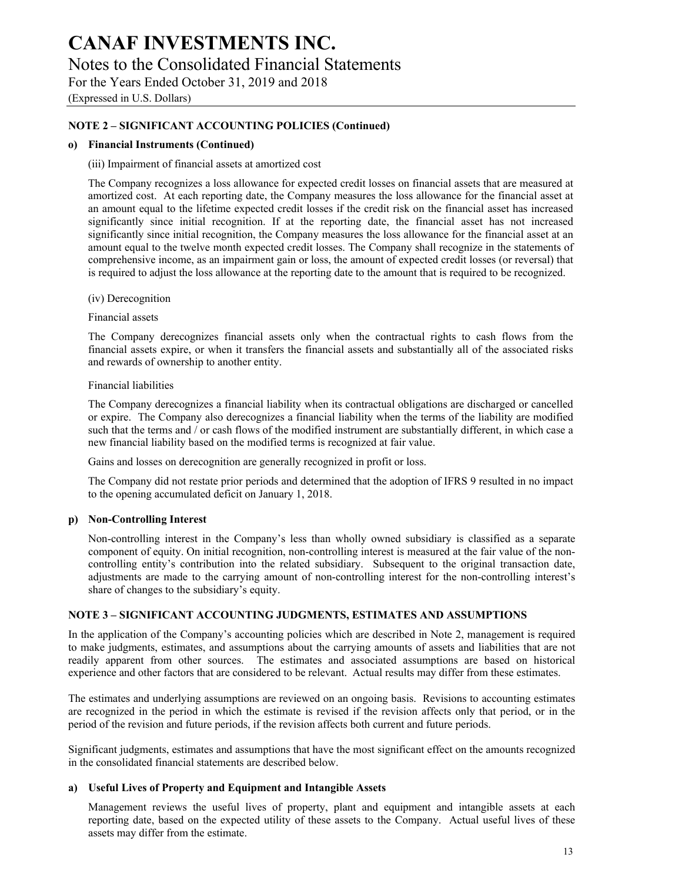**NOTE 2 – SIGNIFICANT ACCOUNTING POLICIES (Continued)**

**o) Financial Instruments (Continued)**

(iii) Impairment of financial assets at amortized cost

The Company recognizes a loss allowance for expected credit losses on financial assets that are measured at amortized cost. At each reporting date, the Company measures the loss allowance for the financial asset at an amount equal to the lifetime expected credit losses if the credit risk on the financial asset has increased significantly since initial recognition. If at the reporting date, the financial asset has not increased significantly since initial recognition, the Company measures the loss allowance for the financial asset at an amount equal to the twelve month expected credit losses. The Company shall recognize in the statements of comprehensive income, as an impairment gain or loss, the amount of expected credit losses (or reversal) that is required to adjust the loss allowance at the reporting date to the amount that is required to be recognized.

(iv) Derecognition

Financial assets

The Company derecognizes financial assets only when the contractual rights to cash flows from the financial assets expire, or when it transfers the financial assets and substantially all of the associated risks and rewards of ownership to another entity.

Financial liabilities

The Company derecognizes a financial liability when its contractual obligations are discharged or cancelled or expire. The Company also derecognizes a financial liability when the terms of the liability are modified such that the terms and / or cash flows of the modified instrument are substantially different, in which case a new financial liability based on the modified terms is recognized at fair value.

Gains and losses on derecognition are generally recognized in profit or loss.

The Company did not restate prior periods and determined that the adoption of IFRS 9 resulted in no impact to the opening accumulated deficit on January 1, 2018.

**p) Non-Controlling Interest**

Non-controlling interest in the Company's less than wholly owned subsidiary is classified as a separate component of equity. On initial recognition, non-controlling interest is measured at the fair value of the non-controlling entity's contribution into the related subsidiary. Subsequent to the original transaction date, adjustments are made to the carrying amount of non-controlling interest for the non-controlling interest's share of changes to the subsidiary's equity.

**NOTE 3 – SIGNIFICANT ACCOUNTING JUDGMENTS, ESTIMATES AND ASSUMPTIONS**

In the application of the Company's accounting policies which are described in Note 2, management is required to make judgments, estimates, and assumptions about the carrying amounts of assets and liabilities that are not readily apparent from other sources. The estimates and associated assumptions are based on historical experience and other factors that are considered to be relevant. Actual results may differ from these estimates.

The estimates and underlying assumptions are reviewed on an ongoing basis. Revisions to accounting estimates are recognized in the period in which the estimate is revised if the revision affects only that period, or in the period of the revision and future periods, if the revision affects both current and future periods.

Significant judgments, estimates and assumptions that have the most significant effect on the amounts recognized in the consolidated financial statements are described below.

**a) Useful Lives of Property and Equipment and Intangible Assets**

Management reviews the useful lives of property, plant and equipment and intangible assets at each reporting date, based on the expected utility of these assets to the Company. Actual useful lives of these assets may differ from the estimate.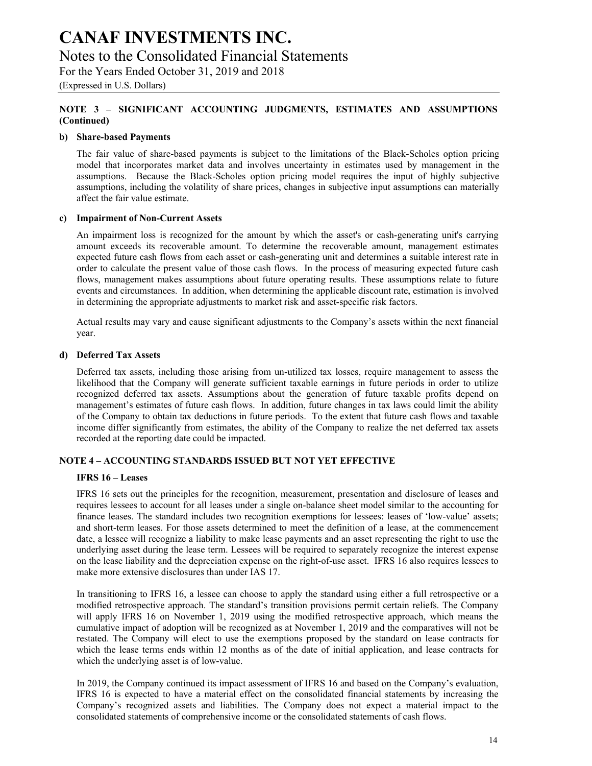## NOTE 3 – SIGNIFICANT ACCOUNTING JUDGMENTS, ESTIMATES AND ASSUMPTIONS (Continued)

### b) Share-based Payments

The fair value of share-based payments is subject to the limitations of the Black-Scholes option pricing model that incorporates market data and involves uncertainty in estimates used by management in the assumptions. Because the Black-Scholes option pricing model requires the input of highly subjective assumptions, including the volatility of share prices, changes in subjective input assumptions can materially affect the fair value estimate.

### c) Impairment of Non-Current Assets

An impairment loss is recognized for the amount by which the asset's or cash-generating unit's carrying amount exceeds its recoverable amount. To determine the recoverable amount, management estimates expected future cash flows from each asset or cash-generating unit and determines a suitable interest rate in order to calculate the present value of those cash flows. In the process of measuring expected future cash flows, management makes assumptions about future operating results. These assumptions relate to future events and circumstances. In addition, when determining the applicable discount rate, estimation is involved in determining the appropriate adjustments to market risk and asset-specific risk factors.

Actual results may vary and cause significant adjustments to the Company's assets within the next financial year.

### d) Deferred Tax Assets

Deferred tax assets, including those arising from un-utilized tax losses, require management to assess the likelihood that the Company will generate sufficient taxable earnings in future periods in order to utilize recognized deferred tax assets. Assumptions about the generation of future taxable profits depend on management's estimates of future cash flows. In addition, future changes in tax laws could limit the ability of the Company to obtain tax deductions in future periods. To the extent that future cash flows and taxable income differ significantly from estimates, the ability of the Company to realize the net deferred tax assets recorded at the reporting date could be impacted.

## NOTE 4 – ACCOUNTING STANDARDS ISSUED BUT NOT YET EFFECTIVE

### IFRS 16 – Leases

IFRS 16 sets out the principles for the recognition, measurement, presentation and disclosure of leases and requires lessees to account for all leases under a single on-balance sheet model similar to the accounting for finance leases. The standard includes two recognition exemptions for lessees: leases of 'low-value' assets; and short-term leases. For those assets determined to meet the definition of a lease, at the commencement date, a lessee will recognize a liability to make lease payments and an asset representing the right to use the underlying asset during the lease term. Lessees will be required to separately recognize the interest expense on the lease liability and the depreciation expense on the right-of-use asset. IFRS 16 also requires lessees to make more extensive disclosures than under IAS 17.

In transitioning to IFRS 16, a lessee can choose to apply the standard using either a full retrospective or a modified retrospective approach. The standard's transition provisions permit certain reliefs. The Company will apply IFRS 16 on November 1, 2019 using the modified retrospective approach, which means the cumulative impact of adoption will be recognized as at November 1, 2019 and the comparatives will not be restated. The Company will elect to use the exemptions proposed by the standard on lease contracts for which the lease terms ends within 12 months as of the date of initial application, and lease contracts for which the underlying asset is of low-value.

In 2019, the Company continued its impact assessment of IFRS 16 and based on the Company's evaluation, IFRS 16 is expected to have a material effect on the consolidated financial statements by increasing the Company's recognized assets and liabilities. The Company does not expect a material impact to the consolidated statements of comprehensive income or the consolidated statements of cash flows.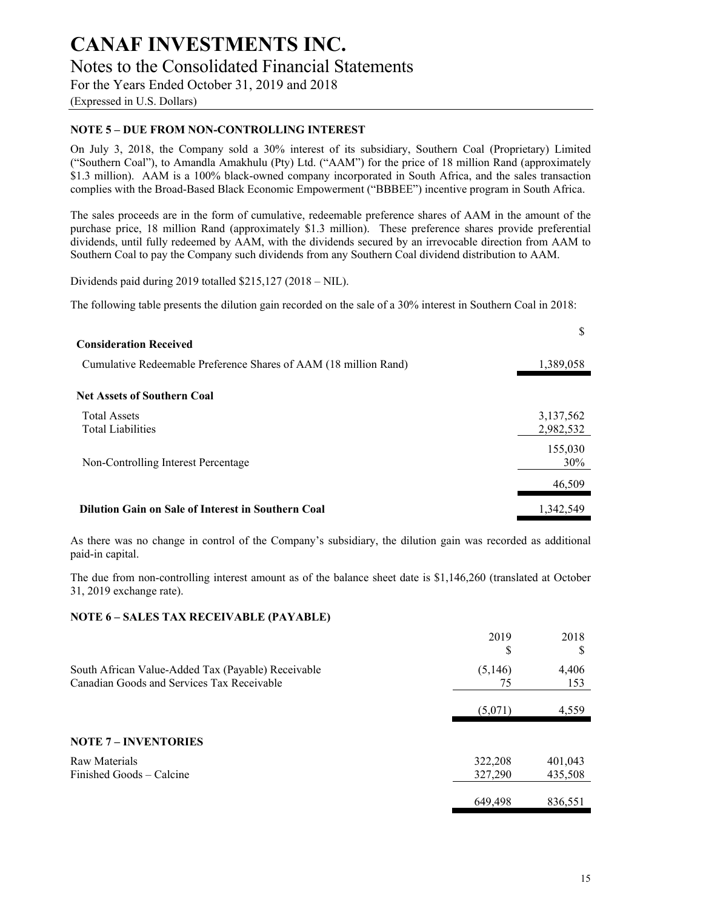# CANAF INVESTMENTS INC.

## Notes to the Consolidated Financial Statements

For the Years Ended October 31, 2019 and 2018

(Expressed in U.S. Dollars)

### NOTE 5 – DUE FROM NON-CONTROLLING INTEREST

On July 3, 2018, the Company sold a 30% interest of its subsidiary, Southern Coal (Proprietary) Limited ("Southern Coal"), to Amandla Amakhulu (Pty) Ltd. ("AAM") for the price of 18 million Rand (approximately $1.3 million). AAM is a 100% black-owned company incorporated in South Africa, and the sales transaction complies with the Broad-Based Black Economic Empowerment ("BBBEE") incentive program in South Africa.

The sales proceeds are in the form of cumulative, redeemable preference shares of AAM in the amount of the purchase price, 18 million Rand (approximately $1.3 million). These preference shares provide preferential dividends, until fully redeemed by AAM, with the dividends secured by an irrevocable direction from AAM to Southern Coal to pay the Company such dividends from any Southern Coal dividend distribution to AAM.

Dividends paid during 2019 totalled $215,127 (2018 – NIL).

The following table presents the dilution gain recorded on the sale of a 30% interest in Southern Coal in 2018:

| | $ |
|---|---|
| **Consideration Received** | |
| Cumulative Redeemable Preference Shares of AAM (18 million Rand) | 1,389,058 |
| **Net Assets of Southern Coal** | |
| Total Assets | 3,137,562 |
| Total Liabilities | 2,982,532 |
| | 155,030 |
| Non-Controlling Interest Percentage | 30% |
| | 46,509 |
| **Dilution Gain on Sale of Interest in Southern Coal** | 1,342,549 |

As there was no change in control of the Company's subsidiary, the dilution gain was recorded as additional paid-in capital.

The due from non-controlling interest amount as of the balance sheet date is $1,146,260 (translated at October 31, 2019 exchange rate).

### NOTE 6 – SALES TAX RECEIVABLE (PAYABLE)

| | 2019<br>$ | 2018<br>$ |
|---|---|---|
| South African Value-Added Tax (Payable) Receivable | (5,146) | 4,406 |
| Canadian Goods and Services Tax Receivable | 75 | 153 |
| | (5,071) | 4,559 |

### NOTE 7 – INVENTORIES

| | 2019 | 2018 |
|---|---|---|
| Raw Materials | 322,208 | 401,043 |
| Finished Goods – Calcine | 327,290 | 435,508 |
| | 649,498 | 836,551 |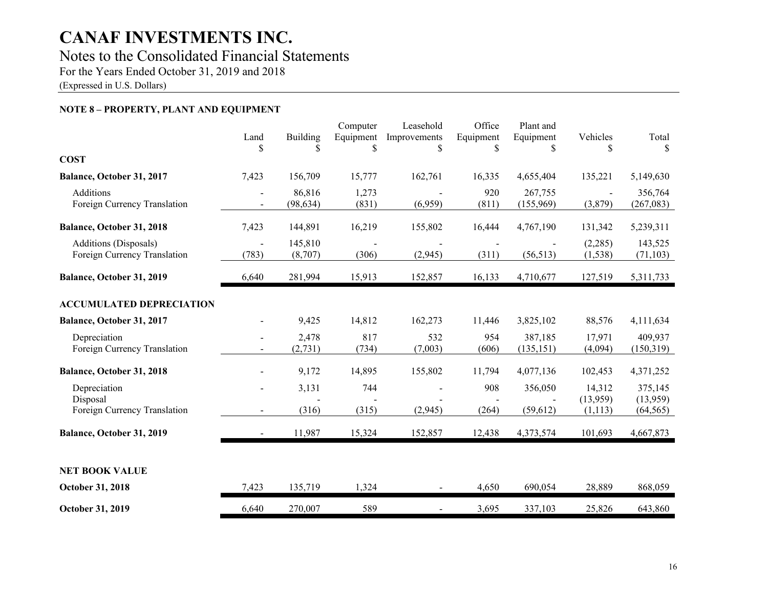# CANAF INVESTMENTS INC.

## Notes to the Consolidated Financial Statements

For the Years Ended October 31, 2019 and 2018

(Expressed in U.S. Dollars)

### NOTE 8 – PROPERTY, PLANT AND EQUIPMENT

| | Land | Building | Computer Equipment | Leasehold Improvements | Office Equipment | Plant and Equipment | Vehicles | Total |
|---|---|---|---|---|---|---|---|---|
| | $ | $ | $ | $ | $ | $ | $ | $ |
| **COST** | | | | | | | | |
| **Balance, October 31, 2017** | 7,423 | 156,709 | 15,777 | 162,761 | 16,335 | 4,655,404 | 135,221 | 5,149,630 |
| Additions | - | 86,816 | 1,273 | - | 920 | 267,755 | - | 356,764 |
| Foreign Currency Translation | - | (98,634) | (831) | (6,959) | (811) | (155,969) | (3,879) | (267,083) |
| **Balance, October 31, 2018** | 7,423 | 144,891 | 16,219 | 155,802 | 16,444 | 4,767,190 | 131,342 | 5,239,311 |
| Additions (Disposals) | - | 145,810 | - | - | - | - | (2,285) | 143,525 |
| Foreign Currency Translation | (783) | (8,707) | (306) | (2,945) | (311) | (56,513) | (1,538) | (71,103) |
| **Balance, October 31, 2019** | 6,640 | 281,994 | 15,913 | 152,857 | 16,133 | 4,710,677 | 127,519 | 5,311,733 |
| **ACCUMULATED DEPRECIATION** | | | | | | | | |
| **Balance, October 31, 2017** | - | 9,425 | 14,812 | 162,273 | 11,446 | 3,825,102 | 88,576 | 4,111,634 |
| Depreciation | - | 2,478 | 817 | 532 | 954 | 387,185 | 17,971 | 409,937 |
| Foreign Currency Translation | - | (2,731) | (734) | (7,003) | (606) | (135,151) | (4,094) | (150,319) |
| **Balance, October 31, 2018** | - | 9,172 | 14,895 | 155,802 | 11,794 | 4,077,136 | 102,453 | 4,371,252 |
| Depreciation | - | 3,131 | 744 | - | 908 | 356,050 | 14,312 | 375,145 |
| Disposal | | - | - | - | - | - | (13,959) | (13,959) |
| Foreign Currency Translation | - | (316) | (315) | (2,945) | (264) | (59,612) | (1,113) | (64,565) |
| **Balance, October 31, 2019** | - | 11,987 | 15,324 | 152,857 | 12,438 | 4,373,574 | 101,693 | 4,667,873 |
| **NET BOOK VALUE** | | | | | | | | |
| **October 31, 2018** | 7,423 | 135,719 | 1,324 | - | 4,650 | 690,054 | 28,889 | 868,059 |
| **October 31, 2019** | 6,640 | 270,007 | 589 | - | 3,695 | 337,103 | 25,826 | 643,860 |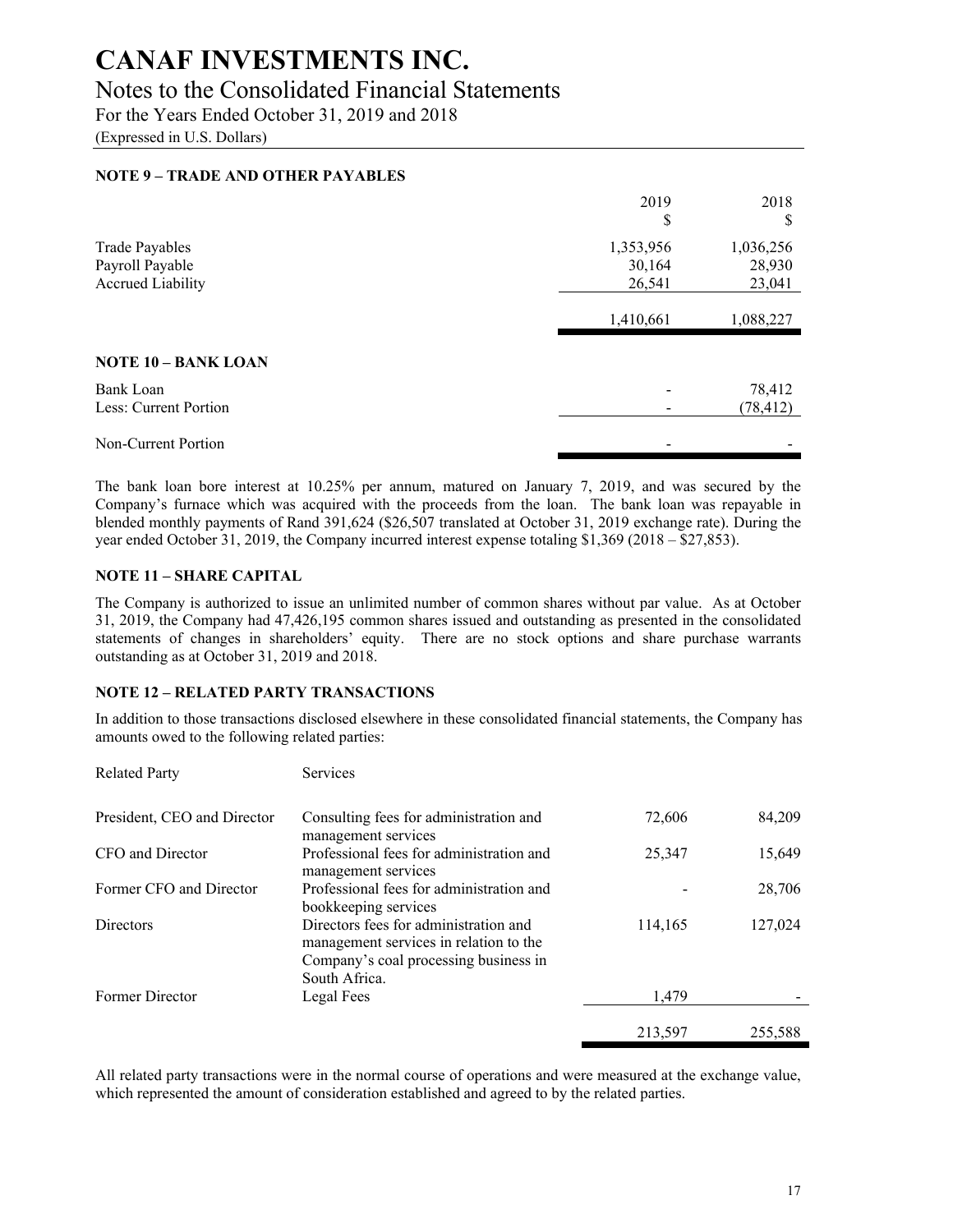# CANAF INVESTMENTS INC.

## Notes to the Consolidated Financial Statements

For the Years Ended October 31, 2019 and 2018

(Expressed in U.S. Dollars)

### NOTE 9 – TRADE AND OTHER PAYABLES

| | 2019<br>$ | 2018<br>$ |
|---|---|---|
| Trade Payables | 1,353,956 | 1,036,256 |
| Payroll Payable | 30,164 | 28,930 |
| Accrued Liability | 26,541 | 23,041 |
| | 1,410,661 | 1,088,227 |

### NOTE 10 – BANK LOAN

| | | |
|---|---|---|
| Bank Loan | - | 78,412 |
| Less: Current Portion | - | (78,412) |
| Non-Current Portion | - | - |

The bank loan bore interest at 10.25% per annum, matured on January 7, 2019, and was secured by the Company's furnace which was acquired with the proceeds from the loan. The bank loan was repayable in blended monthly payments of Rand 391,624 ($26,507 translated at October 31, 2019 exchange rate). During the year ended October 31, 2019, the Company incurred interest expense totaling $1,369 (2018 – $27,853).

### NOTE 11 – SHARE CAPITAL

The Company is authorized to issue an unlimited number of common shares without par value. As at October 31, 2019, the Company had 47,426,195 common shares issued and outstanding as presented in the consolidated statements of changes in shareholders' equity. There are no stock options and share purchase warrants outstanding as at October 31, 2019 and 2018.

### NOTE 12 – RELATED PARTY TRANSACTIONS

In addition to those transactions disclosed elsewhere in these consolidated financial statements, the Company has amounts owed to the following related parties:

| Related Party | Services | | |
|---|---|---|---|
| President, CEO and Director | Consulting fees for administration and management services | 72,606 | 84,209 |
| CFO and Director | Professional fees for administration and management services | 25,347 | 15,649 |
| Former CFO and Director | Professional fees for administration and bookkeeping services | - | 28,706 |
| Directors | Directors fees for administration and management services in relation to the Company's coal processing business in South Africa. | 114,165 | 127,024 |
| Former Director | Legal Fees | 1,479 | - |
| | | 213,597 | 255,588 |

All related party transactions were in the normal course of operations and were measured at the exchange value, which represented the amount of consideration established and agreed to by the related parties.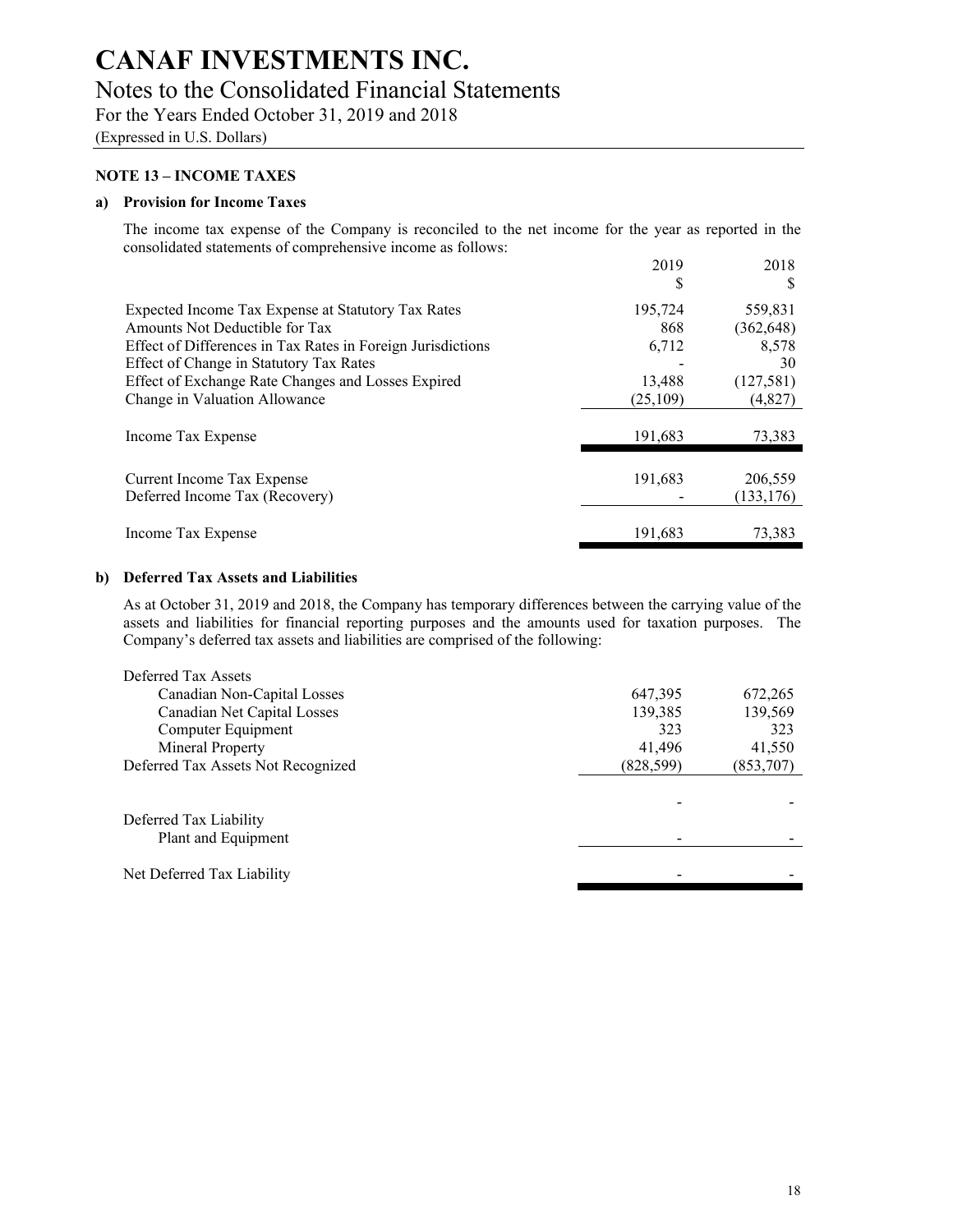# CANAF INVESTMENTS INC.

## Notes to the Consolidated Financial Statements

For the Years Ended October 31, 2019 and 2018

(Expressed in U.S. Dollars)

**NOTE 13 – INCOME TAXES**

**a) Provision for Income Taxes**

The income tax expense of the Company is reconciled to the net income for the year as reported in the consolidated statements of comprehensive income as follows:

| | 2019<br>$ | 2018<br>$ |
|---|---|---|
| Expected Income Tax Expense at Statutory Tax Rates | 195,724 | 559,831 |
| Amounts Not Deductible for Tax | 868 | (362,648) |
| Effect of Differences in Tax Rates in Foreign Jurisdictions | 6,712 | 8,578 |
| Effect of Change in Statutory Tax Rates | - | 30 |
| Effect of Exchange Rate Changes and Losses Expired | 13,488 | (127,581) |
| Change in Valuation Allowance | (25,109) | (4,827) |
| Income Tax Expense | 191,683 | 73,383 |
| Current Income Tax Expense | 191,683 | 206,559 |
| Deferred Income Tax (Recovery) | - | (133,176) |
| Income Tax Expense | 191,683 | 73,383 |

**b) Deferred Tax Assets and Liabilities**

As at October 31, 2019 and 2018, the Company has temporary differences between the carrying value of the assets and liabilities for financial reporting purposes and the amounts used for taxation purposes. The Company's deferred tax assets and liabilities are comprised of the following:

| | 2019 | 2018 |
|---|---|---|
| Deferred Tax Assets | | |
| Canadian Non-Capital Losses | 647,395 | 672,265 |
| Canadian Net Capital Losses | 139,385 | 139,569 |
| Computer Equipment | 323 | 323 |
| Mineral Property | 41,496 | 41,550 |
| Deferred Tax Assets Not Recognized | (828,599) | (853,707) |
| | - | - |
| Deferred Tax Liability | | |
| Plant and Equipment | - | - |
| Net Deferred Tax Liability | - | - |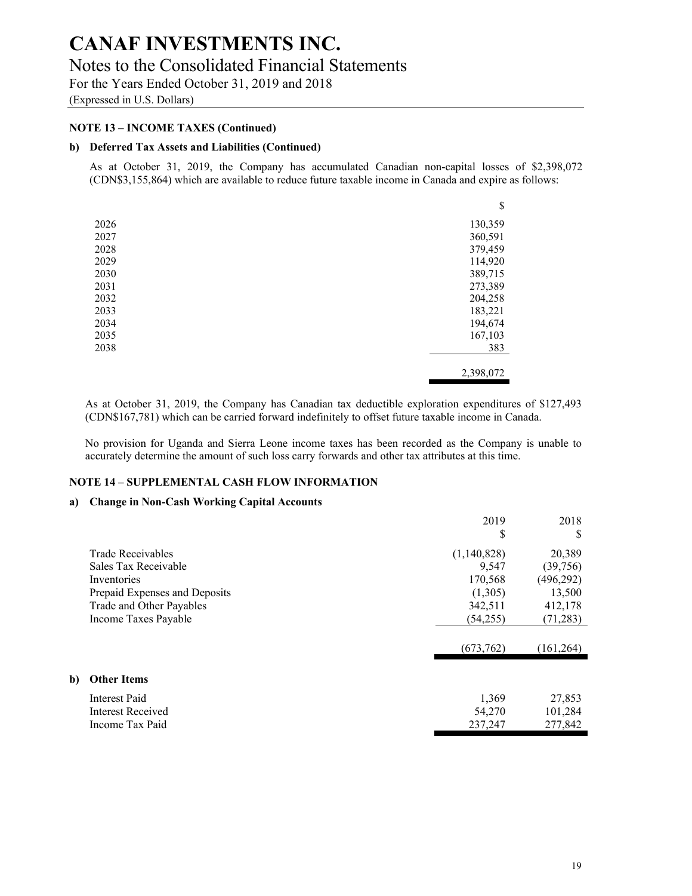# CANAF INVESTMENTS INC.

## Notes to the Consolidated Financial Statements

For the Years Ended October 31, 2019 and 2018

(Expressed in U.S. Dollars)

### NOTE 13 – INCOME TAXES (Continued)

#### b) Deferred Tax Assets and Liabilities (Continued)

As at October 31, 2019, the Company has accumulated Canadian non-capital losses of $2,398,072 (CDN$3,155,864) which are available to reduce future taxable income in Canada and expire as follows:

| | $ |
|---|---|
| 2026 | 130,359 |
| 2027 | 360,591 |
| 2028 | 379,459 |
| 2029 | 114,920 |
| 2030 | 389,715 |
| 2031 | 273,389 |
| 2032 | 204,258 |
| 2033 | 183,221 |
| 2034 | 194,674 |
| 2035 | 167,103 |
| 2038 | 383 |
| | 2,398,072 |

As at October 31, 2019, the Company has Canadian tax deductible exploration expenditures of $127,493 (CDN$167,781) which can be carried forward indefinitely to offset future taxable income in Canada.

No provision for Uganda and Sierra Leone income taxes has been recorded as the Company is unable to accurately determine the amount of such loss carry forwards and other tax attributes at this time.

### NOTE 14 – SUPPLEMENTAL CASH FLOW INFORMATION

#### a) Change in Non-Cash Working Capital Accounts

| | 2019<br>$ | 2018<br>$ |
|---|---|---|
| Trade Receivables | (1,140,828) | 20,389 |
| Sales Tax Receivable | 9,547 | (39,756) |
| Inventories | 170,568 | (496,292) |
| Prepaid Expenses and Deposits | (1,305) | 13,500 |
| Trade and Other Payables | 342,511 | 412,178 |
| Income Taxes Payable | (54,255) | (71,283) |
| | (673,762) | (161,264) |

#### b) Other Items

| | 2019 | 2018 |
|---|---|---|
| Interest Paid | 1,369 | 27,853 |
| Interest Received | 54,270 | 101,284 |
| Income Tax Paid | 237,247 | 277,842 |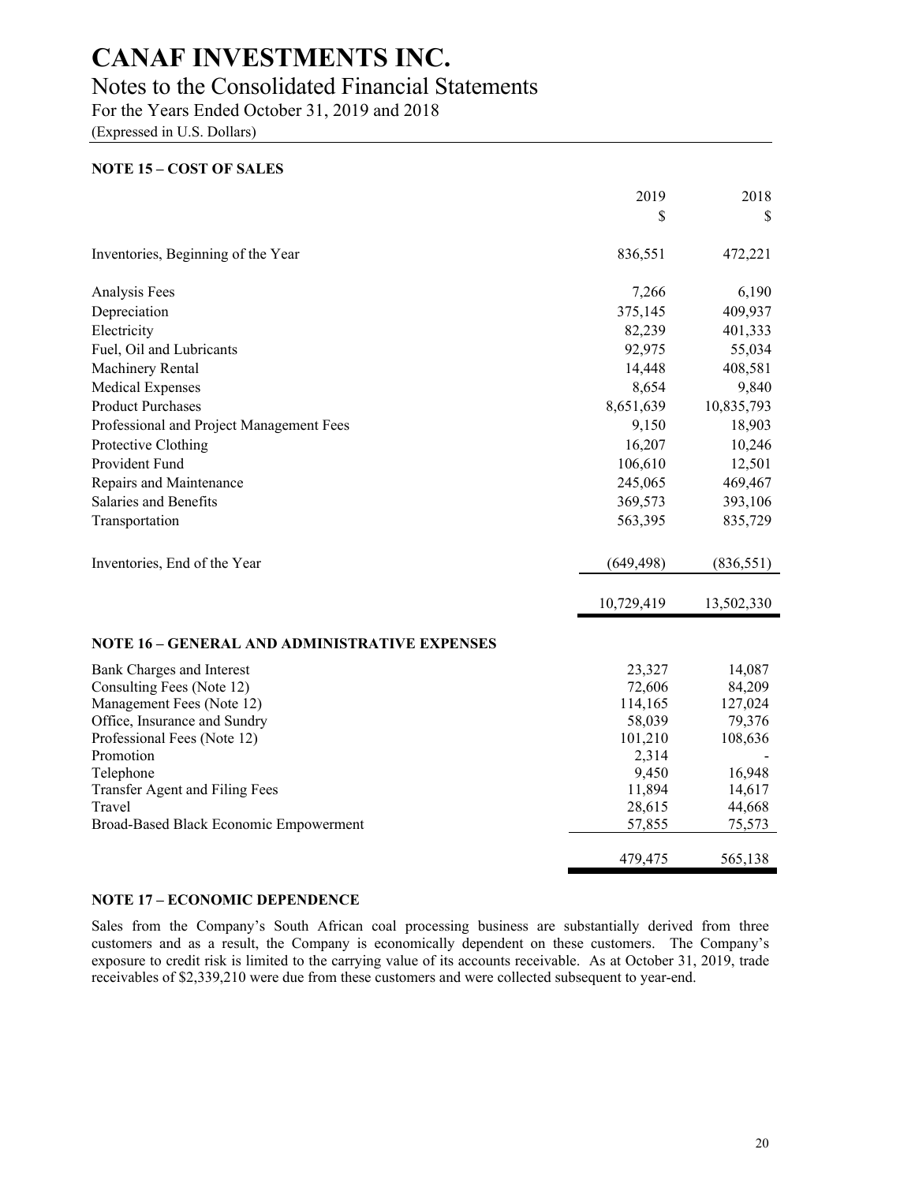# CANAF INVESTMENTS INC.

## Notes to the Consolidated Financial Statements

For the Years Ended October 31, 2019 and 2018

(Expressed in U.S. Dollars)

### NOTE 15 – COST OF SALES

| | 2019<br>$ | 2018<br>$ |
|---|---|---|
| Inventories, Beginning of the Year | 836,551 | 472,221 |
| Analysis Fees | 7,266 | 6,190 |
| Depreciation | 375,145 | 409,937 |
| Electricity | 82,239 | 401,333 |
| Fuel, Oil and Lubricants | 92,975 | 55,034 |
| Machinery Rental | 14,448 | 408,581 |
| Medical Expenses | 8,654 | 9,840 |
| Product Purchases | 8,651,639 | 10,835,793 |
| Professional and Project Management Fees | 9,150 | 18,903 |
| Protective Clothing | 16,207 | 10,246 |
| Provident Fund | 106,610 | 12,501 |
| Repairs and Maintenance | 245,065 | 469,467 |
| Salaries and Benefits | 369,573 | 393,106 |
| Transportation | 563,395 | 835,729 |
| Inventories, End of the Year | (649,498) | (836,551) |
| | 10,729,419 | 13,502,330 |

### NOTE 16 – GENERAL AND ADMINISTRATIVE EXPENSES

| | 2019 | 2018 |
|---|---|---|
| Bank Charges and Interest | 23,327 | 14,087 |
| Consulting Fees (Note 12) | 72,606 | 84,209 |
| Management Fees (Note 12) | 114,165 | 127,024 |
| Office, Insurance and Sundry | 58,039 | 79,376 |
| Professional Fees (Note 12) | 101,210 | 108,636 |
| Promotion | 2,314 | - |
| Telephone | 9,450 | 16,948 |
| Transfer Agent and Filing Fees | 11,894 | 14,617 |
| Travel | 28,615 | 44,668 |
| Broad-Based Black Economic Empowerment | 57,855 | 75,573 |
| | 479,475 | 565,138 |

### NOTE 17 – ECONOMIC DEPENDENCE

Sales from the Company's South African coal processing business are substantially derived from three customers and as a result, the Company is economically dependent on these customers. The Company's exposure to credit risk is limited to the carrying value of its accounts receivable. As at October 31, 2019, trade receivables of $2,339,210 were due from these customers and were collected subsequent to year-end.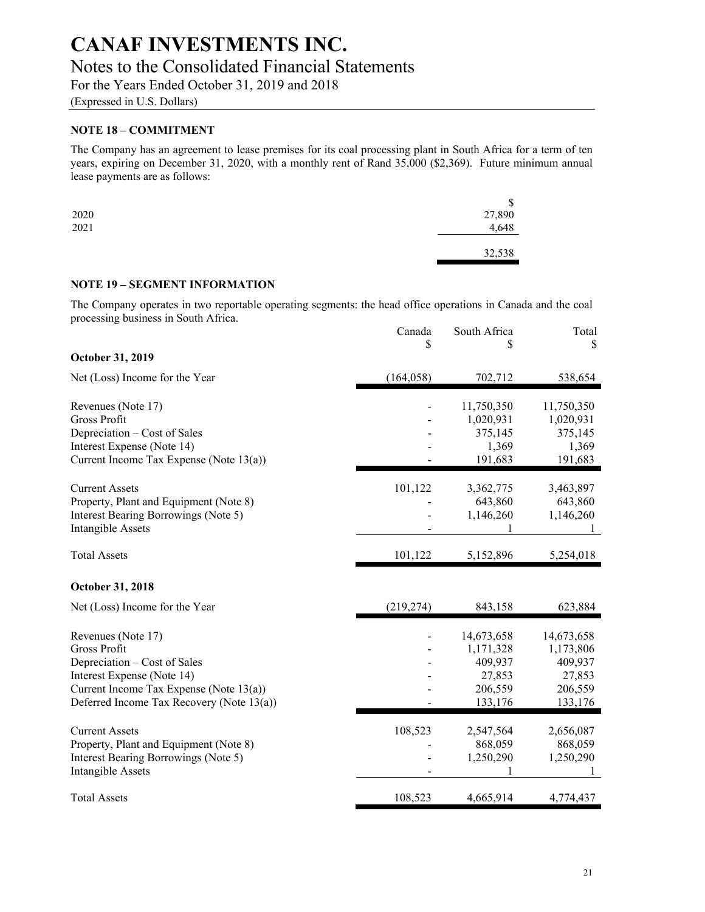# CANAF INVESTMENTS INC.

## Notes to the Consolidated Financial Statements

For the Years Ended October 31, 2019 and 2018

(Expressed in U.S. Dollars)

### NOTE 18 – COMMITMENT

The Company has an agreement to lease premises for its coal processing plant in South Africa for a term of ten years, expiring on December 31, 2020, with a monthly rent of Rand 35,000 ($2,369). Future minimum annual lease payments are as follows:

| | $ |
|---|---|
| 2020 | 27,890 |
| 2021 | 4,648 |
| | 32,538 |

### NOTE 19 – SEGMENT INFORMATION

The Company operates in two reportable operating segments: the head office operations in Canada and the coal processing business in South Africa.

| | Canada $ | South Africa $ | Total $ |
|---|---|---|---|
| **October 31, 2019** | | | |
| Net (Loss) Income for the Year | (164,058) | 702,712 | 538,654 |
| Revenues (Note 17) | - | 11,750,350 | 11,750,350 |
| Gross Profit | - | 1,020,931 | 1,020,931 |
| Depreciation – Cost of Sales | - | 375,145 | 375,145 |
| Interest Expense (Note 14) | - | 1,369 | 1,369 |
| Current Income Tax Expense (Note 13(a)) | - | 191,683 | 191,683 |
| Current Assets | 101,122 | 3,362,775 | 3,463,897 |
| Property, Plant and Equipment (Note 8) | - | 643,860 | 643,860 |
| Interest Bearing Borrowings (Note 5) | - | 1,146,260 | 1,146,260 |
| Intangible Assets | - | 1 | 1 |
| Total Assets | 101,122 | 5,152,896 | 5,254,018 |
| **October 31, 2018** | | | |
| Net (Loss) Income for the Year | (219,274) | 843,158 | 623,884 |
| Revenues (Note 17) | - | 14,673,658 | 14,673,658 |
| Gross Profit | - | 1,171,328 | 1,173,806 |
| Depreciation – Cost of Sales | - | 409,937 | 409,937 |
| Interest Expense (Note 14) | - | 27,853 | 27,853 |
| Current Income Tax Expense (Note 13(a)) | - | 206,559 | 206,559 |
| Deferred Income Tax Recovery (Note 13(a)) | - | 133,176 | 133,176 |
| Current Assets | 108,523 | 2,547,564 | 2,656,087 |
| Property, Plant and Equipment (Note 8) | - | 868,059 | 868,059 |
| Interest Bearing Borrowings (Note 5) | - | 1,250,290 | 1,250,290 |
| Intangible Assets | - | 1 | 1 |
| Total Assets | 108,523 | 4,665,914 | 4,774,437 |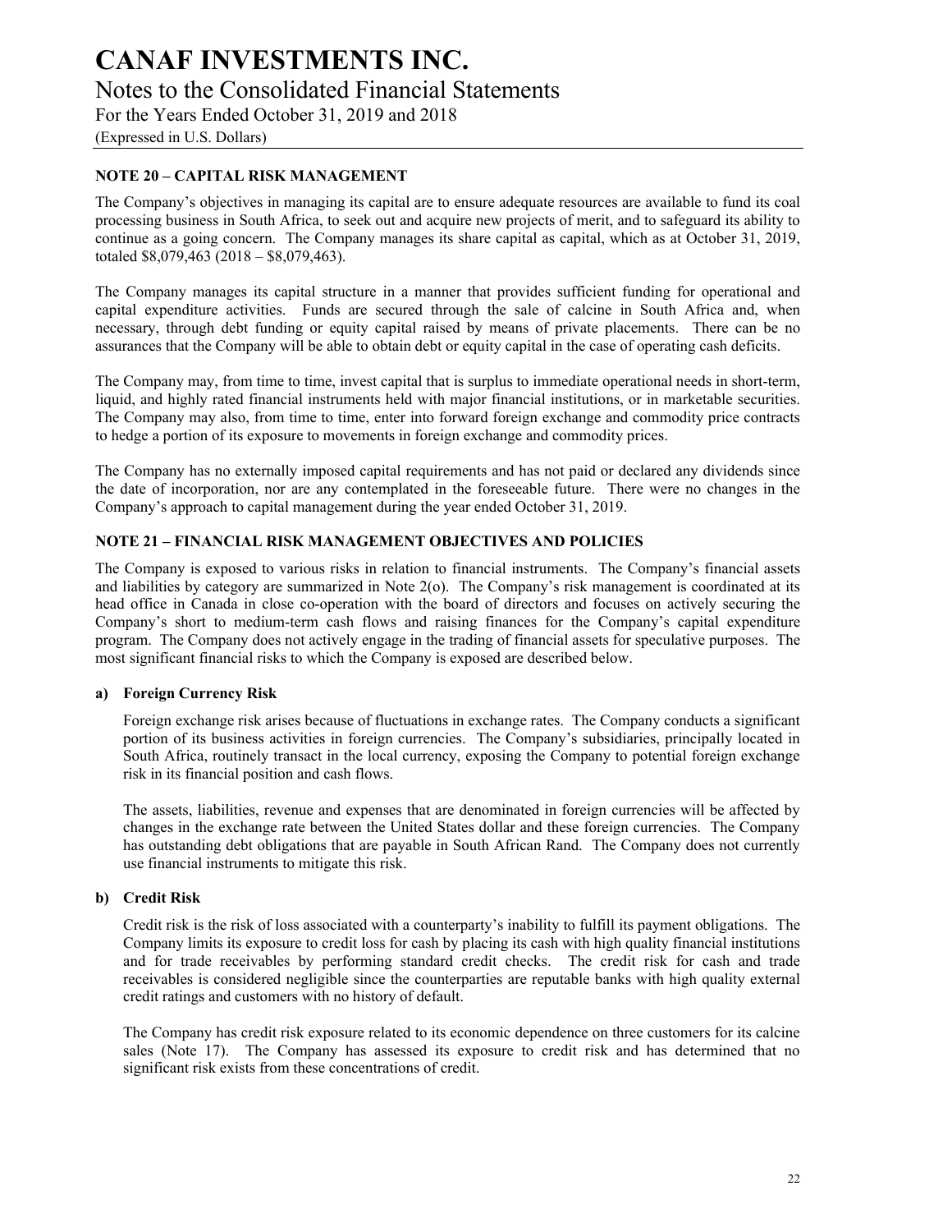## NOTE 20 – CAPITAL RISK MANAGEMENT

The Company's objectives in managing its capital are to ensure adequate resources are available to fund its coal processing business in South Africa, to seek out and acquire new projects of merit, and to safeguard its ability to continue as a going concern. The Company manages its share capital as capital, which as at October 31, 2019, totaled $8,079,463 (2018 – $8,079,463).

The Company manages its capital structure in a manner that provides sufficient funding for operational and capital expenditure activities. Funds are secured through the sale of calcine in South Africa and, when necessary, through debt funding or equity capital raised by means of private placements. There can be no assurances that the Company will be able to obtain debt or equity capital in the case of operating cash deficits.

The Company may, from time to time, invest capital that is surplus to immediate operational needs in short-term, liquid, and highly rated financial instruments held with major financial institutions, or in marketable securities. The Company may also, from time to time, enter into forward foreign exchange and commodity price contracts to hedge a portion of its exposure to movements in foreign exchange and commodity prices.

The Company has no externally imposed capital requirements and has not paid or declared any dividends since the date of incorporation, nor are any contemplated in the foreseeable future. There were no changes in the Company's approach to capital management during the year ended October 31, 2019.

## NOTE 21 – FINANCIAL RISK MANAGEMENT OBJECTIVES AND POLICIES

The Company is exposed to various risks in relation to financial instruments. The Company's financial assets and liabilities by category are summarized in Note 2(o). The Company's risk management is coordinated at its head office in Canada in close co-operation with the board of directors and focuses on actively securing the Company's short to medium-term cash flows and raising finances for the Company's capital expenditure program. The Company does not actively engage in the trading of financial assets for speculative purposes. The most significant financial risks to which the Company is exposed are described below.

### a) Foreign Currency Risk

Foreign exchange risk arises because of fluctuations in exchange rates. The Company conducts a significant portion of its business activities in foreign currencies. The Company's subsidiaries, principally located in South Africa, routinely transact in the local currency, exposing the Company to potential foreign exchange risk in its financial position and cash flows.

The assets, liabilities, revenue and expenses that are denominated in foreign currencies will be affected by changes in the exchange rate between the United States dollar and these foreign currencies. The Company has outstanding debt obligations that are payable in South African Rand. The Company does not currently use financial instruments to mitigate this risk.

### b) Credit Risk

Credit risk is the risk of loss associated with a counterparty's inability to fulfill its payment obligations. The Company limits its exposure to credit loss for cash by placing its cash with high quality financial institutions and for trade receivables by performing standard credit checks. The credit risk for cash and trade receivables is considered negligible since the counterparties are reputable banks with high quality external credit ratings and customers with no history of default.

The Company has credit risk exposure related to its economic dependence on three customers for its calcine sales (Note 17). The Company has assessed its exposure to credit risk and has determined that no significant risk exists from these concentrations of credit.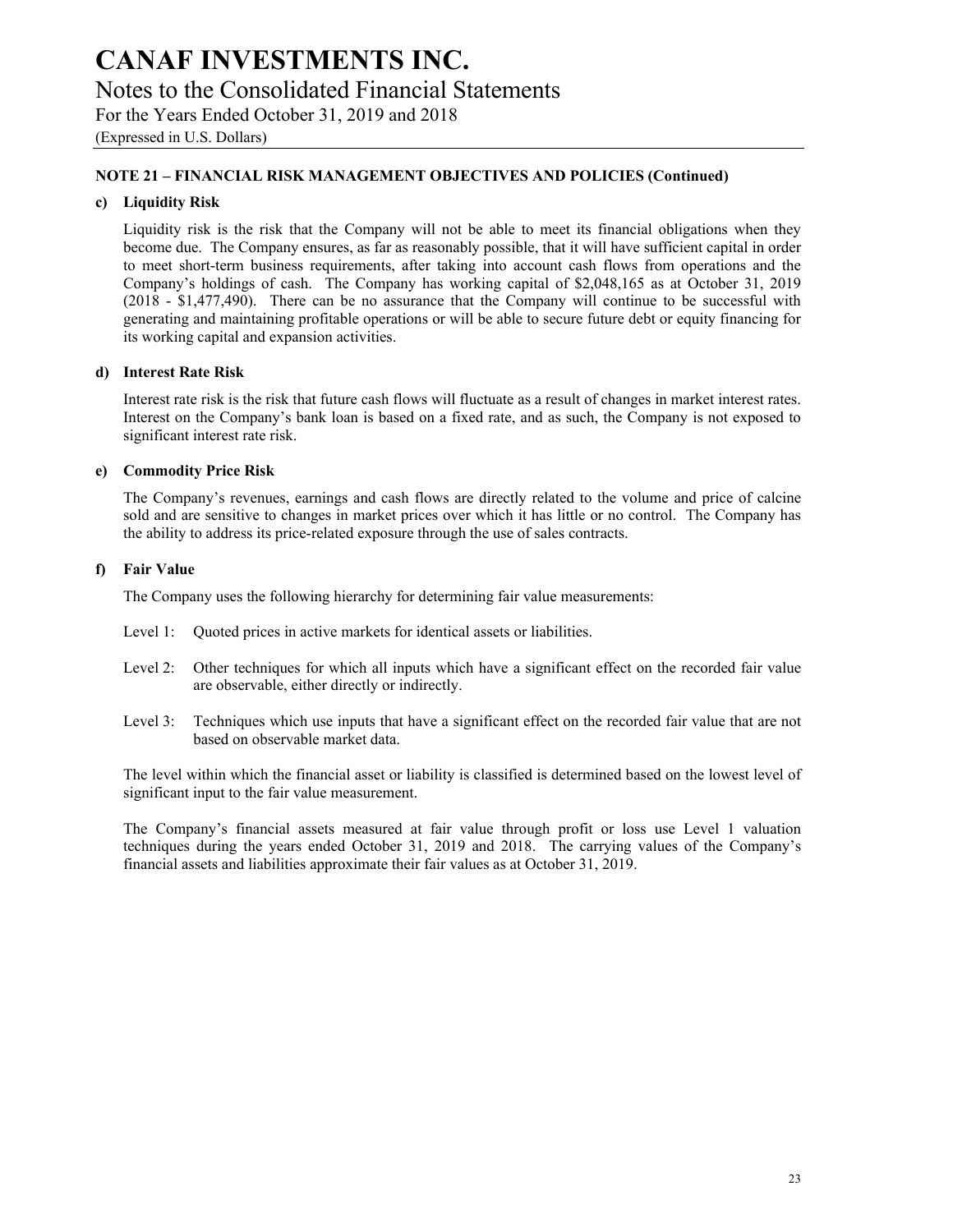# CANAF INVESTMENTS INC.

## Notes to the Consolidated Financial Statements

For the Years Ended October 31, 2019 and 2018

(Expressed in U.S. Dollars)

### NOTE 21 – FINANCIAL RISK MANAGEMENT OBJECTIVES AND POLICIES (Continued)

**c) Liquidity Risk**

Liquidity risk is the risk that the Company will not be able to meet its financial obligations when they become due. The Company ensures, as far as reasonably possible, that it will have sufficient capital in order to meet short-term business requirements, after taking into account cash flows from operations and the Company's holdings of cash. The Company has working capital of $2,048,165 as at October 31, 2019 (2018 - $1,477,490). There can be no assurance that the Company will continue to be successful with generating and maintaining profitable operations or will be able to secure future debt or equity financing for its working capital and expansion activities.

**d) Interest Rate Risk**

Interest rate risk is the risk that future cash flows will fluctuate as a result of changes in market interest rates. Interest on the Company's bank loan is based on a fixed rate, and as such, the Company is not exposed to significant interest rate risk.

**e) Commodity Price Risk**

The Company's revenues, earnings and cash flows are directly related to the volume and price of calcine sold and are sensitive to changes in market prices over which it has little or no control. The Company has the ability to address its price-related exposure through the use of sales contracts.

**f) Fair Value**

The Company uses the following hierarchy for determining fair value measurements:

Level 1: Quoted prices in active markets for identical assets or liabilities.

Level 2: Other techniques for which all inputs which have a significant effect on the recorded fair value are observable, either directly or indirectly.

Level 3: Techniques which use inputs that have a significant effect on the recorded fair value that are not based on observable market data.

The level within which the financial asset or liability is classified is determined based on the lowest level of significant input to the fair value measurement.

The Company's financial assets measured at fair value through profit or loss use Level 1 valuation techniques during the years ended October 31, 2019 and 2018. The carrying values of the Company's financial assets and liabilities approximate their fair values as at October 31, 2019.